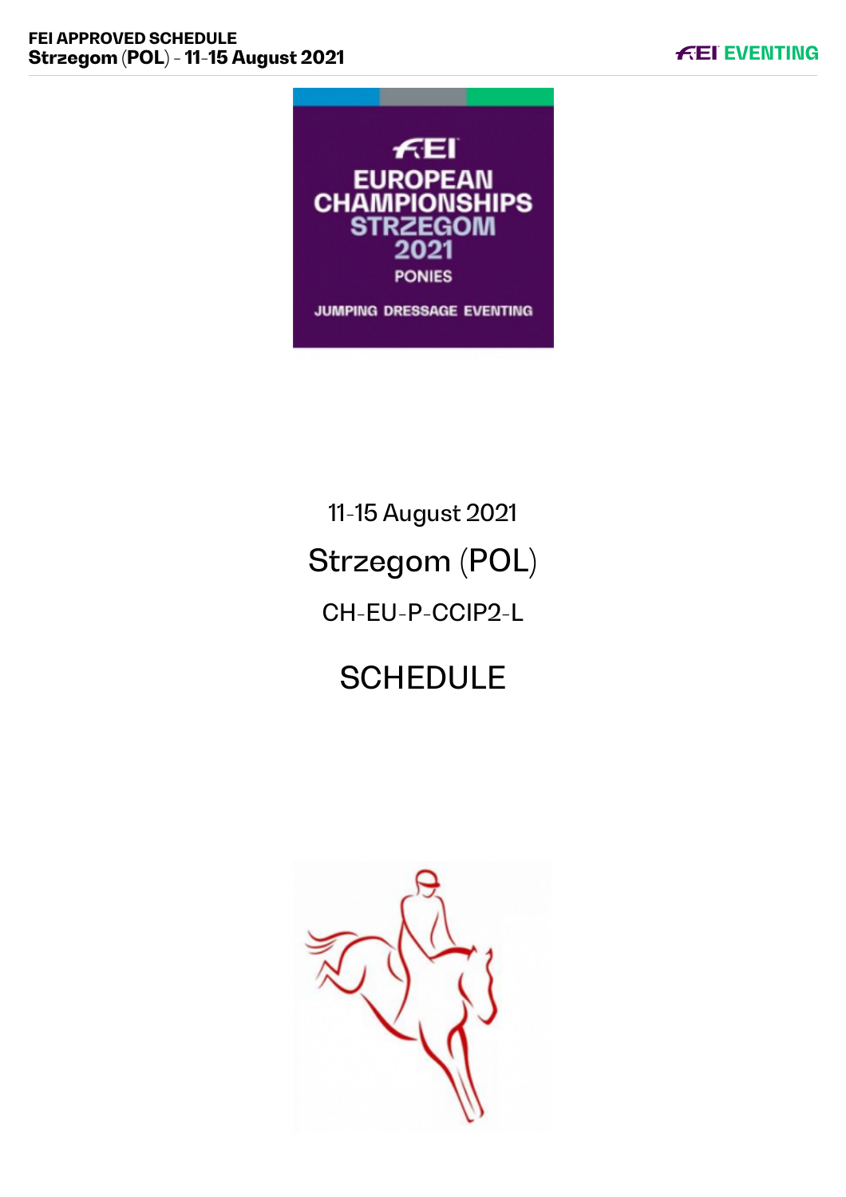11-15 August 2021

# Strzegom (POL)

CH-EU-P-CCIP2-L

# SCHEDULE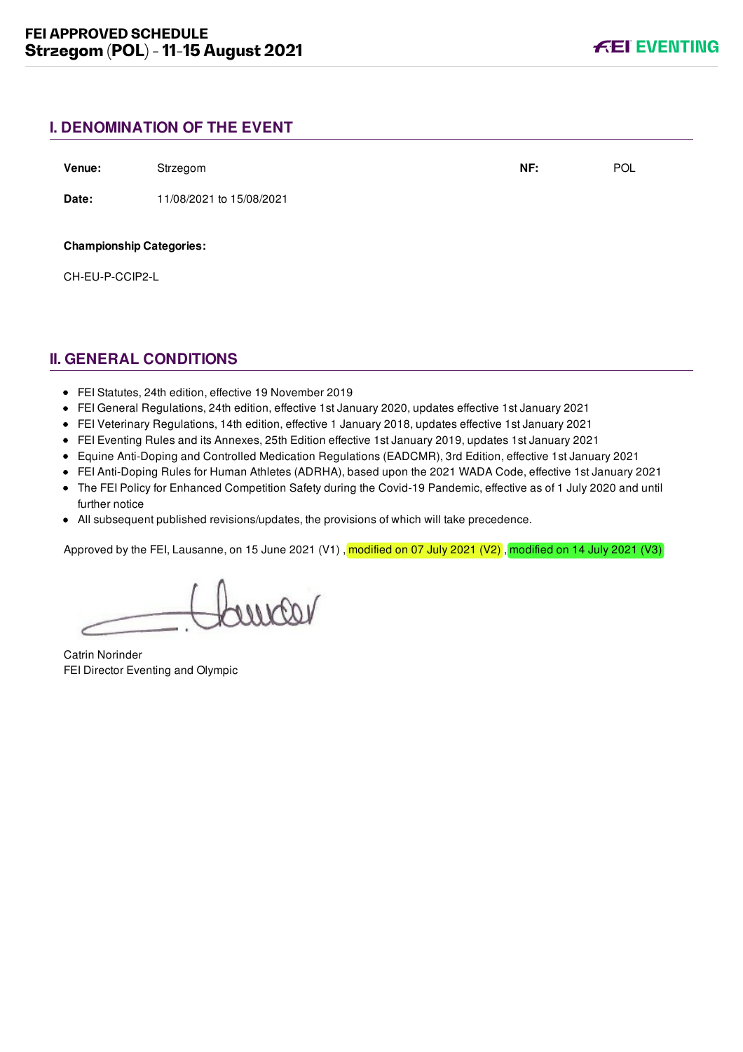## I. DENOMINATION OF THE EVENT

**Venue:** Strzegom **NF:** POL

**Date:** 11/08/2021 to 15/08/2021

**Championship Categories:**

CH-EU-P-CCIP2-L

## II. GENERAL CONDITIONS

- FEI Statutes, 24th edition, effective 19 November 2019
- FEI General Regulations, 24th edition, effective 1st January 2020, updates effective 1st January 2021
- FEI Veterinary Regulations, 14th edition, effective 1 January 2018, updates effective 1st January 2021
- FEI Eventing Rules and its Annexes, 25th Edition effective 1st January 2019, updates 1st January 2021
- Equine Anti-Doping and Controlled Medication Regulations (EADCMR), 3rd Edition, effective 1st January 2021
- FEI Anti-Doping Rules for Human Athletes (ADRHA), based upon the 2021 WADA Code, effective 1st January 2021
- The FEI Policy for Enhanced Competition Safety during the Covid-19 Pandemic, effective as of 1 July 2020 and until further notice
- All subsequent published revisions/updates, the provisions of which will take precedence.

Approved by the FEI, Lausanne, on 15 June 2021 (V1) , modified on 07 July 2021 (V2) , modified on 14 July 2021 (V3)

Catrin Norinder
FEI Director Eventing and Olympic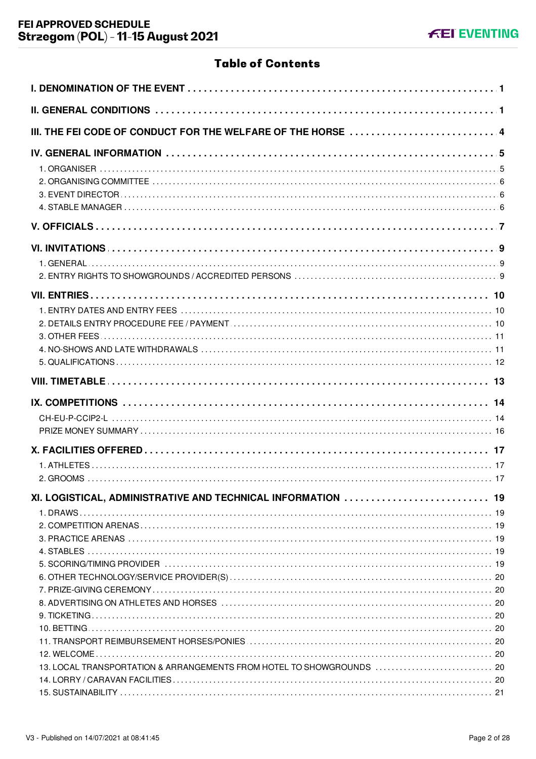# Table of Contents

**I. DENOMINATION OF THE EVENT** ........ 1

**II. GENERAL CONDITIONS** ........ 1

**III. THE FEI CODE OF CONDUCT FOR THE WELFARE OF THE HORSE** ........ 4

**IV. GENERAL INFORMATION** ........ 5

- 1. ORGANISER ........ 5
- 2. ORGANISING COMMITTEE ........ 6
- 3. EVENT DIRECTOR ........ 6
- 4. STABLE MANAGER ........ 6

**V. OFFICIALS** ........ 7

**VI. INVITATIONS** ........ 9

- 1. GENERAL ........ 9
- 2. ENTRY RIGHTS TO SHOWGROUNDS / ACCREDITED PERSONS ........ 9

**VII. ENTRIES** ........ 10

- 1. ENTRY DATES AND ENTRY FEES ........ 10
- 2. DETAILS ENTRY PROCEDURE FEE / PAYMENT ........ 10
- 3. OTHER FEES ........ 11
- 4. NO-SHOWS AND LATE WITHDRAWALS ........ 11
- 5. QUALIFICATIONS ........ 12

**VIII. TIMETABLE** ........ 13

**IX. COMPETITIONS** ........ 14

- CH-EU-P-CCIP2-L ........ 14
- PRIZE MONEY SUMMARY ........ 16

**X. FACILITIES OFFERED** ........ 17

- 1. ATHLETES ........ 17
- 2. GROOMS ........ 17

**XI. LOGISTICAL, ADMINISTRATIVE AND TECHNICAL INFORMATION** ........ 19

- 1. DRAWS ........ 19
- 2. COMPETITION ARENAS ........ 19
- 3. PRACTICE ARENAS ........ 19
- 4. STABLES ........ 19
- 5. SCORING/TIMING PROVIDER ........ 19
- 6. OTHER TECHNOLOGY/SERVICE PROVIDER(S) ........ 20
- 7. PRIZE-GIVING CEREMONY ........ 20
- 8. ADVERTISING ON ATHLETES AND HORSES ........ 20
- 9. TICKETING ........ 20
- 10. BETTING ........ 20
- 11. TRANSPORT REIMBURSEMENT HORSES/PONIES ........ 20
- 12. WELCOME ........ 20
- 13. LOCAL TRANSPORTATION & ARRANGEMENTS FROM HOTEL TO SHOWGROUNDS ........ 20
- 14. LORRY / CARAVAN FACILITIES ........ 20
- 15. SUSTAINABILITY ........ 21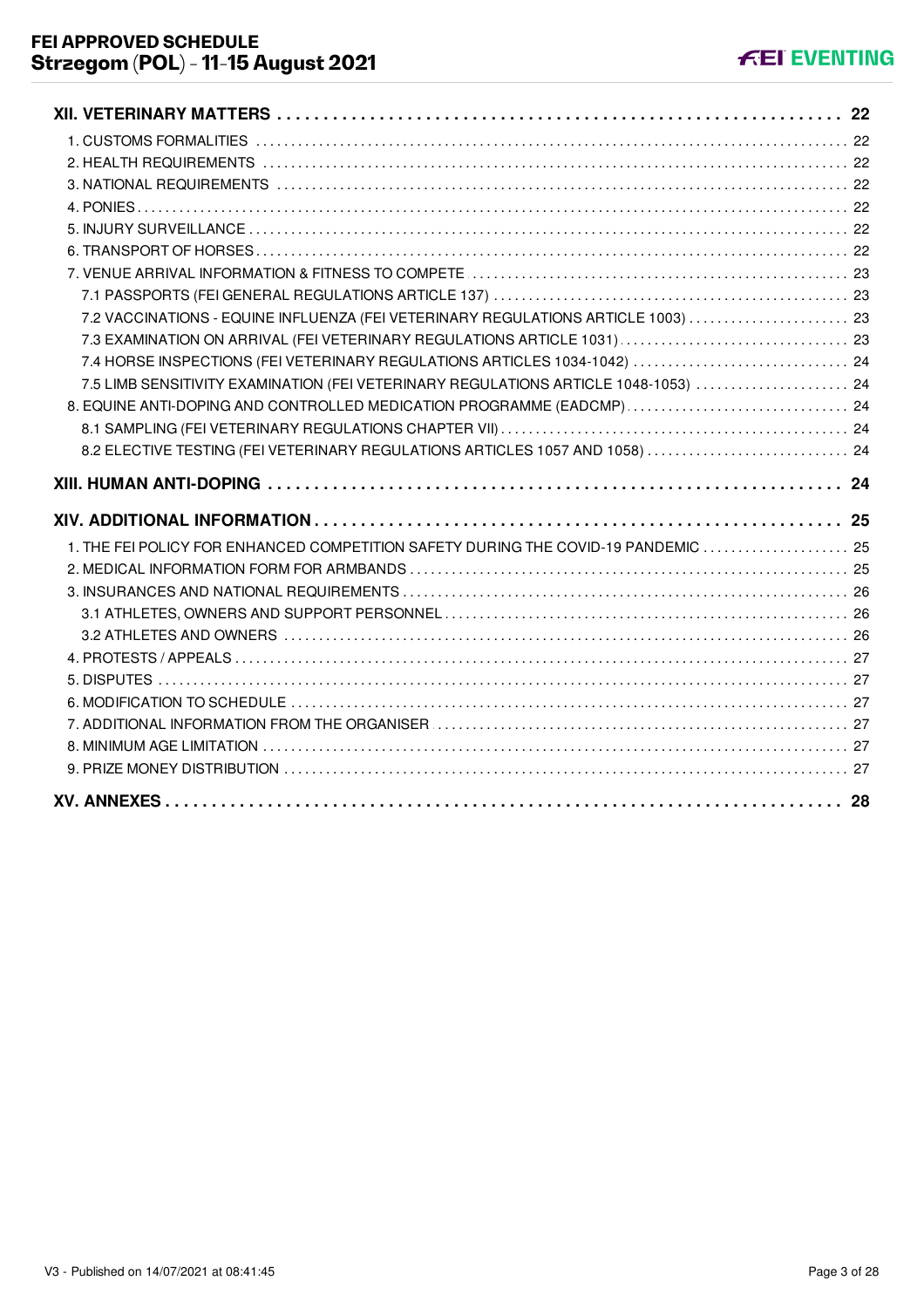**XII. VETERINARY MATTERS** ..... 22

1. CUSTOMS FORMALITIES ..... 22
2. HEALTH REQUIREMENTS ..... 22
3. NATIONAL REQUIREMENTS ..... 22
4. PONIES ..... 22
5. INJURY SURVEILLANCE ..... 22
6. TRANSPORT OF HORSES ..... 22
7. VENUE ARRIVAL INFORMATION & FITNESS TO COMPETE ..... 23
   - 7.1 PASSPORTS (FEI GENERAL REGULATIONS ARTICLE 137) ..... 23
   - 7.2 VACCINATIONS - EQUINE INFLUENZA (FEI VETERINARY REGULATIONS ARTICLE 1003) ..... 23
   - 7.3 EXAMINATION ON ARRIVAL (FEI VETERINARY REGULATIONS ARTICLE 1031) ..... 23
   - 7.4 HORSE INSPECTIONS (FEI VETERINARY REGULATIONS ARTICLES 1034-1042) ..... 24
   - 7.5 LIMB SENSITIVITY EXAMINATION (FEI VETERINARY REGULATIONS ARTICLE 1048-1053) ..... 24
8. EQUINE ANTI-DOPING AND CONTROLLED MEDICATION PROGRAMME (EADCMP) ..... 24
   - 8.1 SAMPLING (FEI VETERINARY REGULATIONS CHAPTER VII) ..... 24
   - 8.2 ELECTIVE TESTING (FEI VETERINARY REGULATIONS ARTICLES 1057 AND 1058) ..... 24

**XIII. HUMAN ANTI-DOPING** ..... 24

**XIV. ADDITIONAL INFORMATION** ..... 25

1. THE FEI POLICY FOR ENHANCED COMPETITION SAFETY DURING THE COVID-19 PANDEMIC ..... 25
2. MEDICAL INFORMATION FORM FOR ARMBANDS ..... 25
3. INSURANCES AND NATIONAL REQUIREMENTS ..... 26
   - 3.1 ATHLETES, OWNERS AND SUPPORT PERSONNEL ..... 26
   - 3.2 ATHLETES AND OWNERS ..... 26
4. PROTESTS / APPEALS ..... 27
5. DISPUTES ..... 27
6. MODIFICATION TO SCHEDULE ..... 27
7. ADDITIONAL INFORMATION FROM THE ORGANISER ..... 27
8. MINIMUM AGE LIMITATION ..... 27
9. PRIZE MONEY DISTRIBUTION ..... 27

**XV. ANNEXES** ..... 28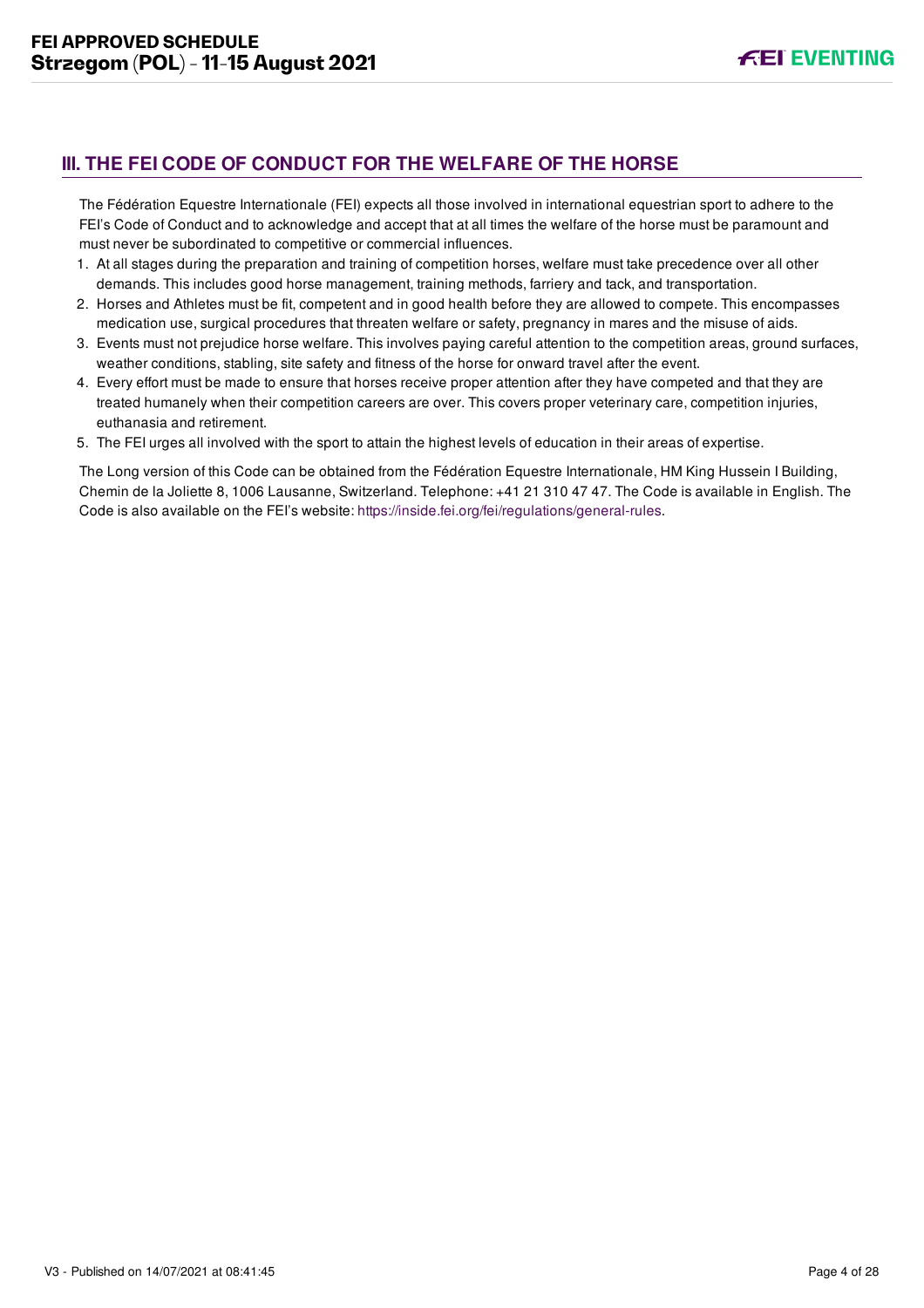## III. THE FEI CODE OF CONDUCT FOR THE WELFARE OF THE HORSE

The Fédération Equestre Internationale (FEI) expects all those involved in international equestrian sport to adhere to the FEI's Code of Conduct and to acknowledge and accept that at all times the welfare of the horse must be paramount and must never be subordinated to competitive or commercial influences.

1. At all stages during the preparation and training of competition horses, welfare must take precedence over all other demands. This includes good horse management, training methods, farriery and tack, and transportation.
2. Horses and Athletes must be fit, competent and in good health before they are allowed to compete. This encompasses medication use, surgical procedures that threaten welfare or safety, pregnancy in mares and the misuse of aids.
3. Events must not prejudice horse welfare. This involves paying careful attention to the competition areas, ground surfaces, weather conditions, stabling, site safety and fitness of the horse for onward travel after the event.
4. Every effort must be made to ensure that horses receive proper attention after they have competed and that they are treated humanely when their competition careers are over. This covers proper veterinary care, competition injuries, euthanasia and retirement.
5. The FEI urges all involved with the sport to attain the highest levels of education in their areas of expertise.

The Long version of this Code can be obtained from the Fédération Equestre Internationale, HM King Hussein I Building, Chemin de la Joliette 8, 1006 Lausanne, Switzerland. Telephone: +41 21 310 47 47. The Code is available in English. The Code is also available on the FEI's website: https://inside.fei.org/fei/regulations/general-rules.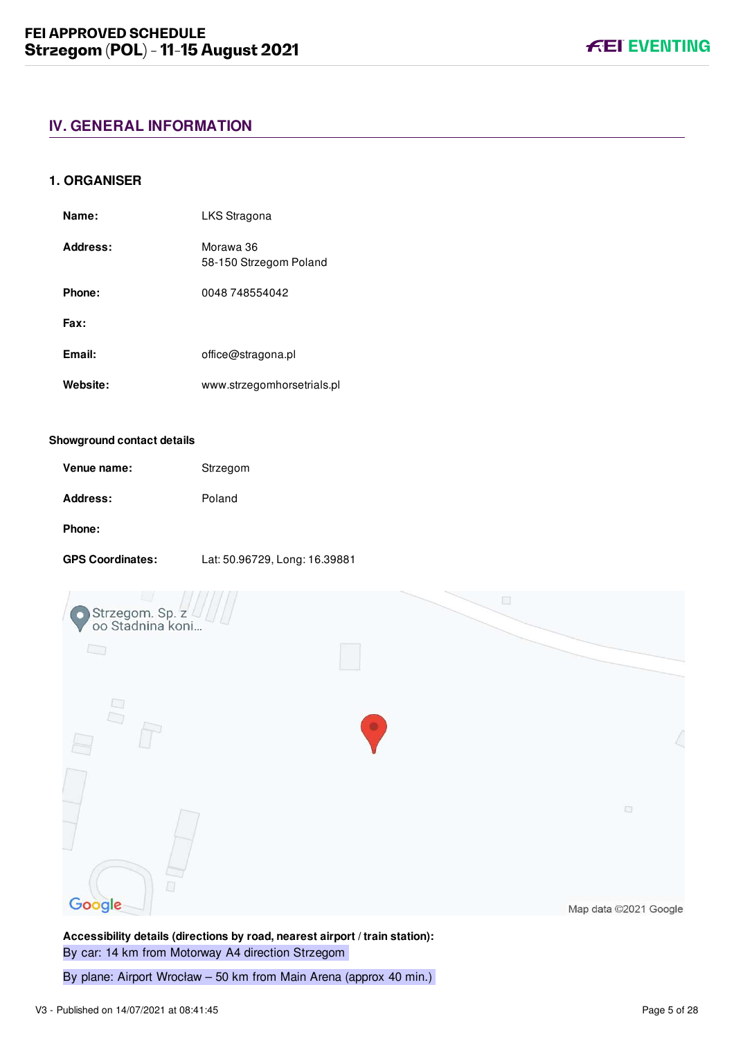## IV. GENERAL INFORMATION

### 1. ORGANISER

| | |
|---|---|
| **Name:** | LKS Stragona |
| **Address:** | Morawa 36<br>58-150 Strzegom Poland |
| **Phone:** | 0048 748554042 |
| **Fax:** | |
| **Email:** | office@stragona.pl |
| **Website:** | www.strzegomhorsetrials.pl |

**Showground contact details**

| | |
|---|---|
| **Venue name:** | Strzegom |
| **Address:** | Poland |
| **Phone:** | |
| **GPS Coordinates:** | Lat: 50.96729, Long: 16.39881 |

**Accessibility details (directions by road, nearest airport / train station):**

By car: 14 km from Motorway A4 direction Strzegom

By plane: Airport Wrocław – 50 km from Main Arena (approx 40 min.)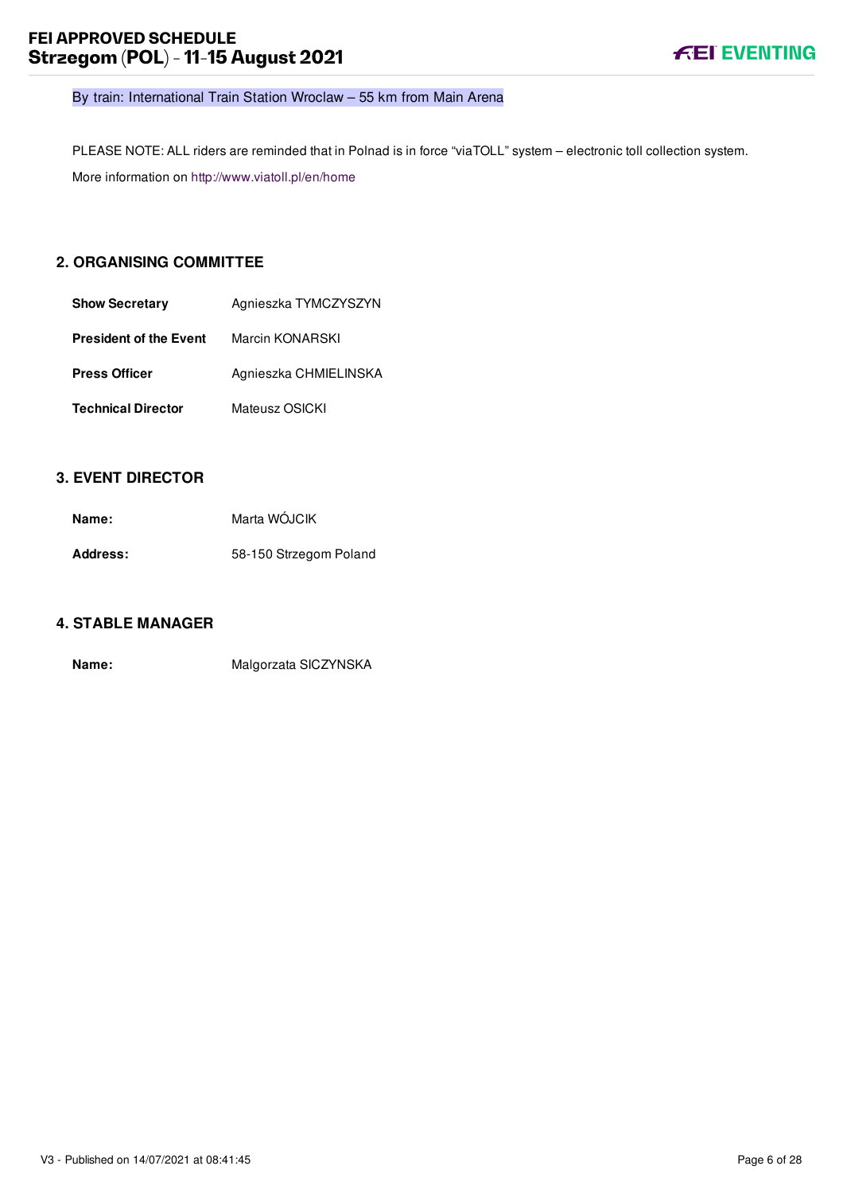By train: International Train Station Wroclaw – 55 km from Main Arena

PLEASE NOTE: ALL riders are reminded that in Polnad is in force "viaTOLL" system – electronic toll collection system.

More information on http://www.viatoll.pl/en/home

## 2. ORGANISING COMMITTEE

| | |
|---|---|
| **Show Secretary** | Agnieszka TYMCZYSZYN |
| **President of the Event** | Marcin KONARSKI |
| **Press Officer** | Agnieszka CHMIELINSKA |
| **Technical Director** | Mateusz OSICKI |

## 3. EVENT DIRECTOR

| | |
|---|---|
| **Name:** | Marta WÓJCIK |
| **Address:** | 58-150 Strzegom Poland |

## 4. STABLE MANAGER

| | |
|---|---|
| **Name:** | Malgorzata SICZYNSKA |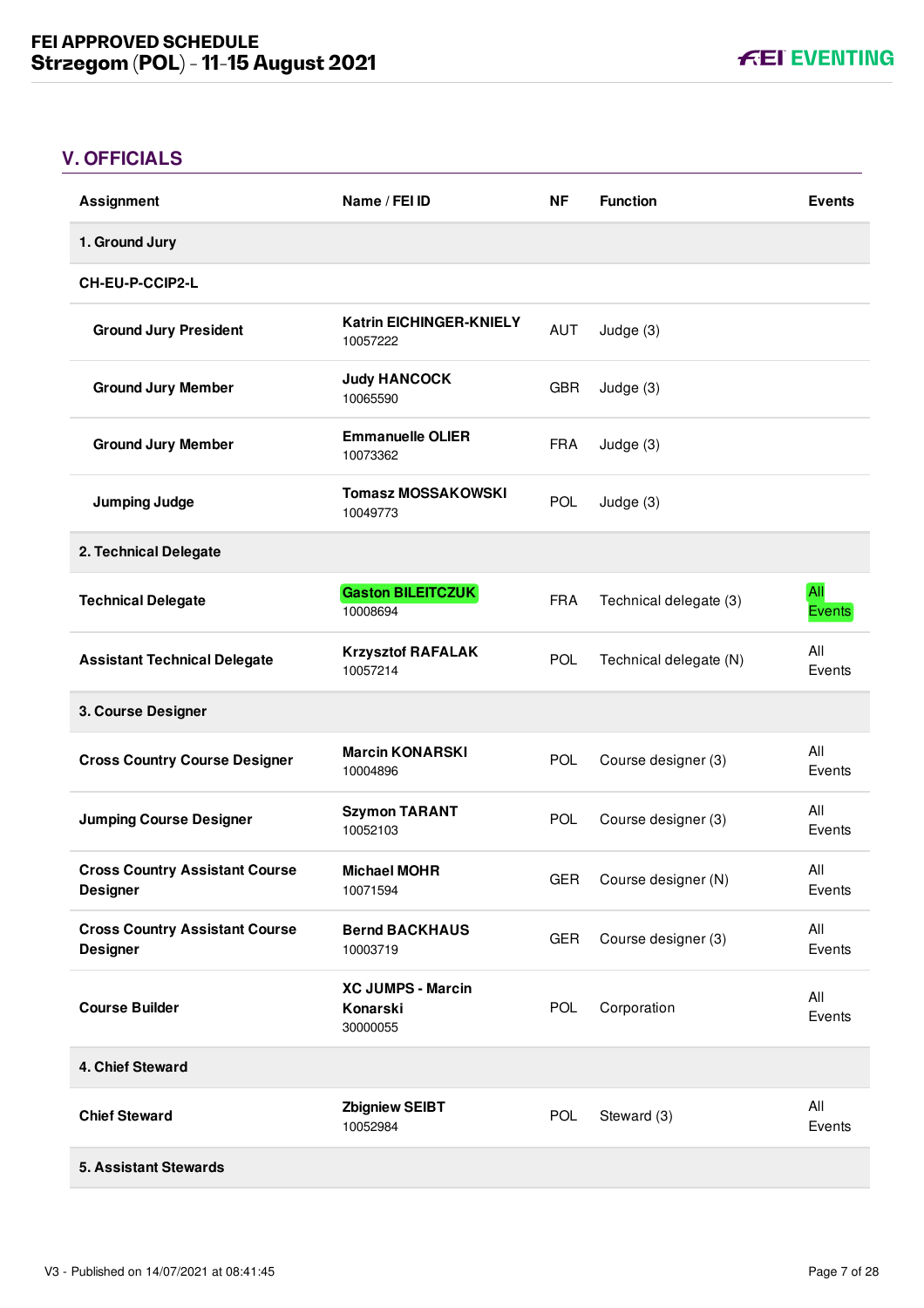## V. OFFICIALS

| Assignment | Name / FEI ID | NF | Function | Events |
|---|---|---|---|---|
| **1. Ground Jury** | | | | |
| **CH-EU-P-CCIP2-L** | | | | |
| **Ground Jury President** | **Katrin EICHINGER-KNIELY** 10057222 | AUT | Judge (3) | |
| **Ground Jury Member** | **Judy HANCOCK** 10065590 | GBR | Judge (3) | |
| **Ground Jury Member** | **Emmanuelle OLIER** 10073362 | FRA | Judge (3) | |
| **Jumping Judge** | **Tomasz MOSSAKOWSKI** 10049773 | POL | Judge (3) | |
| **2. Technical Delegate** | | | | |
| **Technical Delegate** | **Gaston BILEITCZUK** 10008694 | FRA | Technical delegate (3) | All Events |
| **Assistant Technical Delegate** | **Krzysztof RAFALAK** 10057214 | POL | Technical delegate (N) | All Events |
| **3. Course Designer** | | | | |
| **Cross Country Course Designer** | **Marcin KONARSKI** 10004896 | POL | Course designer (3) | All Events |
| **Jumping Course Designer** | **Szymon TARANT** 10052103 | POL | Course designer (3) | All Events |
| **Cross Country Assistant Course Designer** | **Michael MOHR** 10071594 | GER | Course designer (N) | All Events |
| **Cross Country Assistant Course Designer** | **Bernd BACKHAUS** 10003719 | GER | Course designer (3) | All Events |
| **Course Builder** | **XC JUMPS - Marcin Konarski** 30000055 | POL | Corporation | All Events |
| **4. Chief Steward** | | | | |
| **Chief Steward** | **Zbigniew SEIBT** 10052984 | POL | Steward (3) | All Events |
| **5. Assistant Stewards** | | | | |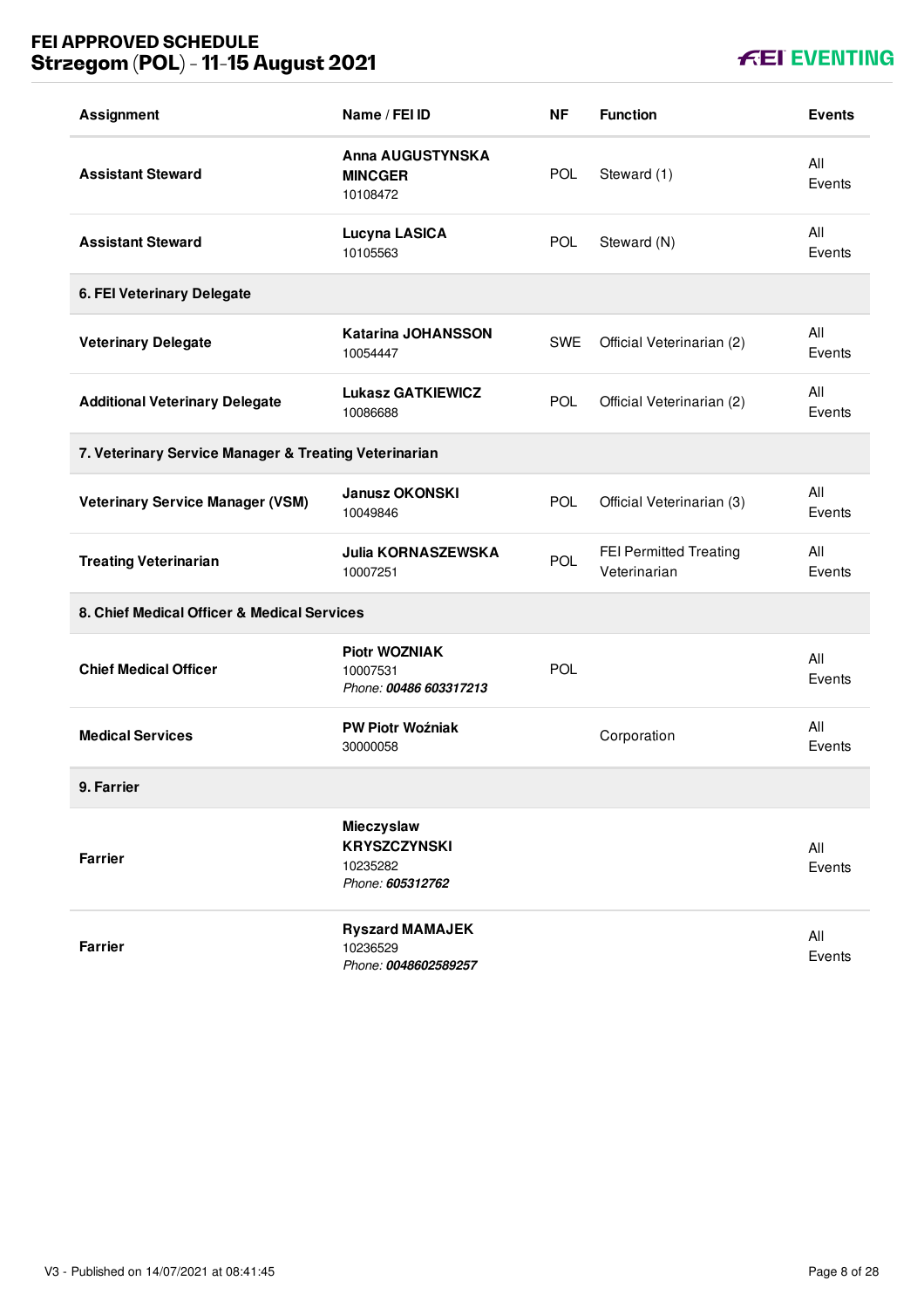| Assignment | Name / FEI ID | NF | Function | Events |
|---|---|---|---|---|
| **Assistant Steward** | **Anna AUGUSTYNSKA MINCGER** 10108472 | POL | Steward (1) | All Events |
| **Assistant Steward** | **Lucyna LASICA** 10105563 | POL | Steward (N) | All Events |
| **6. FEI Veterinary Delegate** | | | | |
| **Veterinary Delegate** | **Katarina JOHANSSON** 10054447 | SWE | Official Veterinarian (2) | All Events |
| **Additional Veterinary Delegate** | **Lukasz GATKIEWICZ** 10086688 | POL | Official Veterinarian (2) | All Events |
| **7. Veterinary Service Manager & Treating Veterinarian** | | | | |
| **Veterinary Service Manager (VSM)** | **Janusz OKONSKI** 10049846 | POL | Official Veterinarian (3) | All Events |
| **Treating Veterinarian** | **Julia KORNASZEWSKA** 10007251 | POL | FEI Permitted Treating Veterinarian | All Events |
| **8. Chief Medical Officer & Medical Services** | | | | |
| **Chief Medical Officer** | **Piotr WOZNIAK** 10007531 *Phone: **00486 603317213*** | POL | | All Events |
| **Medical Services** | **PW Piotr Woźniak** 30000058 | | Corporation | All Events |
| **9. Farrier** | | | | |
| **Farrier** | **Mieczyslaw KRYSZCZYNSKI** 10235282 *Phone: **605312762*** | | | All Events |
| **Farrier** | **Ryszard MAMAJEK** 10236529 *Phone: **0048602589257*** | | | All Events |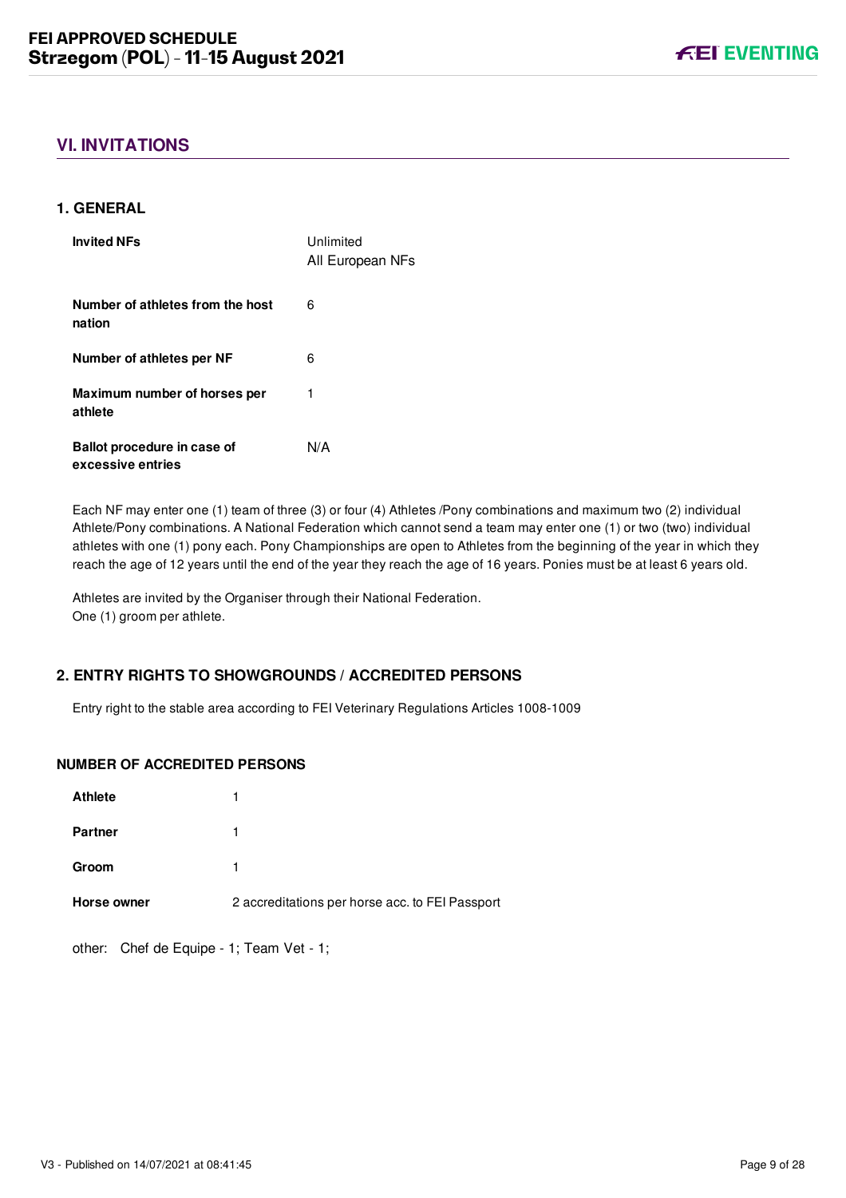## VI. INVITATIONS

### 1. GENERAL

| | |
|---|---|
| **Invited NFs** | Unlimited<br>All European NFs |
| **Number of athletes from the host nation** | 6 |
| **Number of athletes per NF** | 6 |
| **Maximum number of horses per athlete** | 1 |
| **Ballot procedure in case of excessive entries** | N/A |

Each NF may enter one (1) team of three (3) or four (4) Athletes /Pony combinations and maximum two (2) individual Athlete/Pony combinations. A National Federation which cannot send a team may enter one (1) or two (two) individual athletes with one (1) pony each. Pony Championships are open to Athletes from the beginning of the year in which they reach the age of 12 years until the end of the year they reach the age of 16 years. Ponies must be at least 6 years old.

Athletes are invited by the Organiser through their National Federation.
One (1) groom per athlete.

### 2. ENTRY RIGHTS TO SHOWGROUNDS / ACCREDITED PERSONS

Entry right to the stable area according to FEI Veterinary Regulations Articles 1008-1009

#### NUMBER OF ACCREDITED PERSONS

| | |
|---|---|
| **Athlete** | 1 |
| **Partner** | 1 |
| **Groom** | 1 |
| **Horse owner** | 2 accreditations per horse acc. to FEI Passport |

other: Chef de Equipe - 1; Team Vet - 1;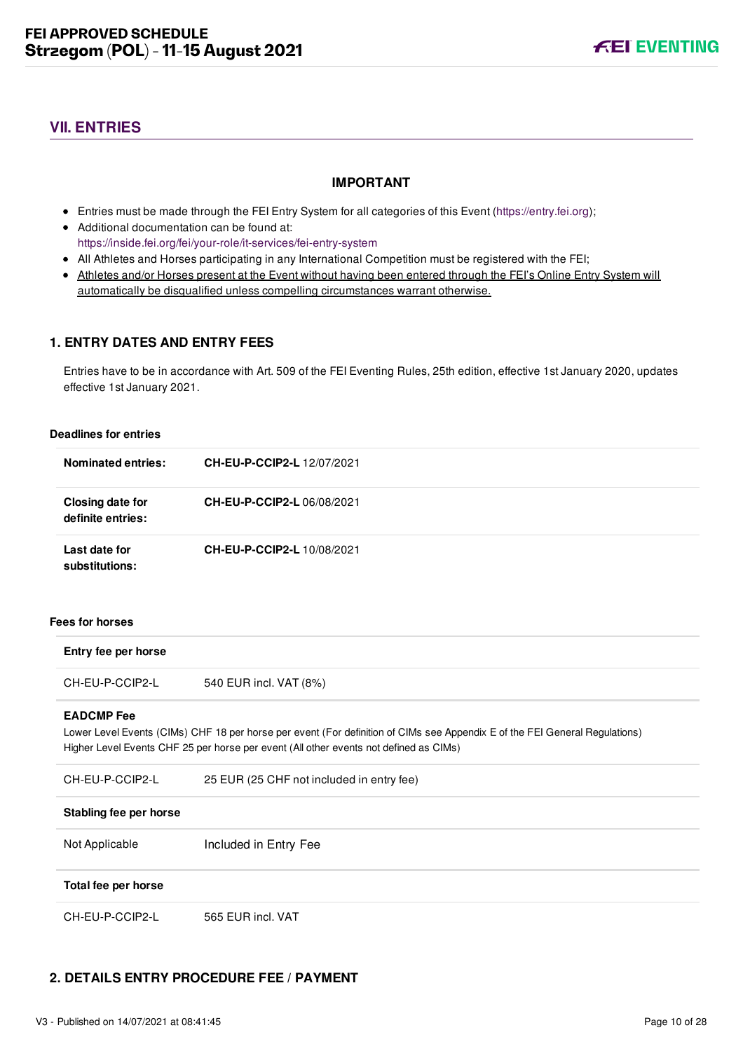## VII. ENTRIES

### IMPORTANT

- Entries must be made through the FEI Entry System for all categories of this Event (https://entry.fei.org);
- Additional documentation can be found at: https://inside.fei.org/fei/your-role/it-services/fei-entry-system
- All Athletes and Horses participating in any International Competition must be registered with the FEI;
- Athletes and/or Horses present at the Event without having been entered through the FEI's Online Entry System will automatically be disqualified unless compelling circumstances warrant otherwise.

### 1. ENTRY DATES AND ENTRY FEES

Entries have to be in accordance with Art. 509 of the FEI Eventing Rules, 25th edition, effective 1st January 2020, updates effective 1st January 2021.

**Deadlines for entries**

| | |
|---|---|
| **Nominated entries:** | **CH-EU-P-CCIP2-L** 12/07/2021 |
| **Closing date for definite entries:** | **CH-EU-P-CCIP2-L** 06/08/2021 |
| **Last date for substitutions:** | **CH-EU-P-CCIP2-L** 10/08/2021 |

**Fees for horses**

| **Entry fee per horse** | |
|---|---|
| CH-EU-P-CCIP2-L | 540 EUR incl. VAT (8%) |

**EADCMP Fee**
Lower Level Events (CIMs) CHF 18 per horse per event (For definition of CIMs see Appendix E of the FEI General Regulations)
Higher Level Events CHF 25 per horse per event (All other events not defined as CIMs)

| | |
|---|---|
| CH-EU-P-CCIP2-L | 25 EUR (25 CHF not included in entry fee) |
| **Stabling fee per horse** | |
| Not Applicable | Included in Entry Fee |
| **Total fee per horse** | |
| CH-EU-P-CCIP2-L | 565 EUR incl. VAT |

### 2. DETAILS ENTRY PROCEDURE FEE / PAYMENT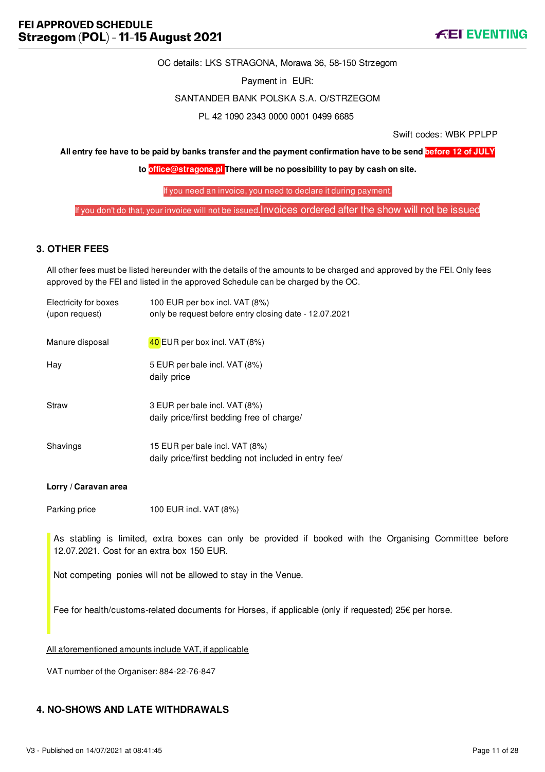OC details: LKS STRAGONA, Morawa 36, 58-150 Strzegom

Payment in EUR:

SANTANDER BANK POLSKA S.A. O/STRZEGOM

PL 42 1090 2343 0000 0001 0499 6685

Swift codes: WBK PPLPP

**All entry fee have to be paid by banks transfer and the payment confirmation have to be send before 12 of JULY to office@stragona.pl There will be no possibility to pay by cash on site.**

If you need an invoice, you need to declare it during payment.

If you don't do that, your invoice will not be issued. Invoices ordered after the show will not be issued

## 3. OTHER FEES

All other fees must be listed hereunder with the details of the amounts to be charged and approved by the FEI. Only fees approved by the FEI and listed in the approved Schedule can be charged by the OC.

| | |
|---|---|
| Electricity for boxes (upon request) | 100 EUR per box incl. VAT (8%) only be request before entry closing date - 12.07.2021 |
| Manure disposal | 40 EUR per box incl. VAT (8%) |
| Hay | 5 EUR per bale incl. VAT (8%) daily price |
| Straw | 3 EUR per bale incl. VAT (8%) daily price/first bedding free of charge/ |
| Shavings | 15 EUR per bale incl. VAT (8%) daily price/first bedding not included in entry fee/ |

**Lorry / Caravan area**

| | |
|---|---|
| Parking price | 100 EUR incl. VAT (8%) |

As stabling is limited, extra boxes can only be provided if booked with the Organising Committee before 12.07.2021. Cost for an extra box 150 EUR.

Not competing ponies will not be allowed to stay in the Venue.

Fee for health/customs-related documents for Horses, if applicable (only if requested) 25€ per horse.

All aforementioned amounts include VAT, if applicable

VAT number of the Organiser: 884-22-76-847

## 4. NO-SHOWS AND LATE WITHDRAWALS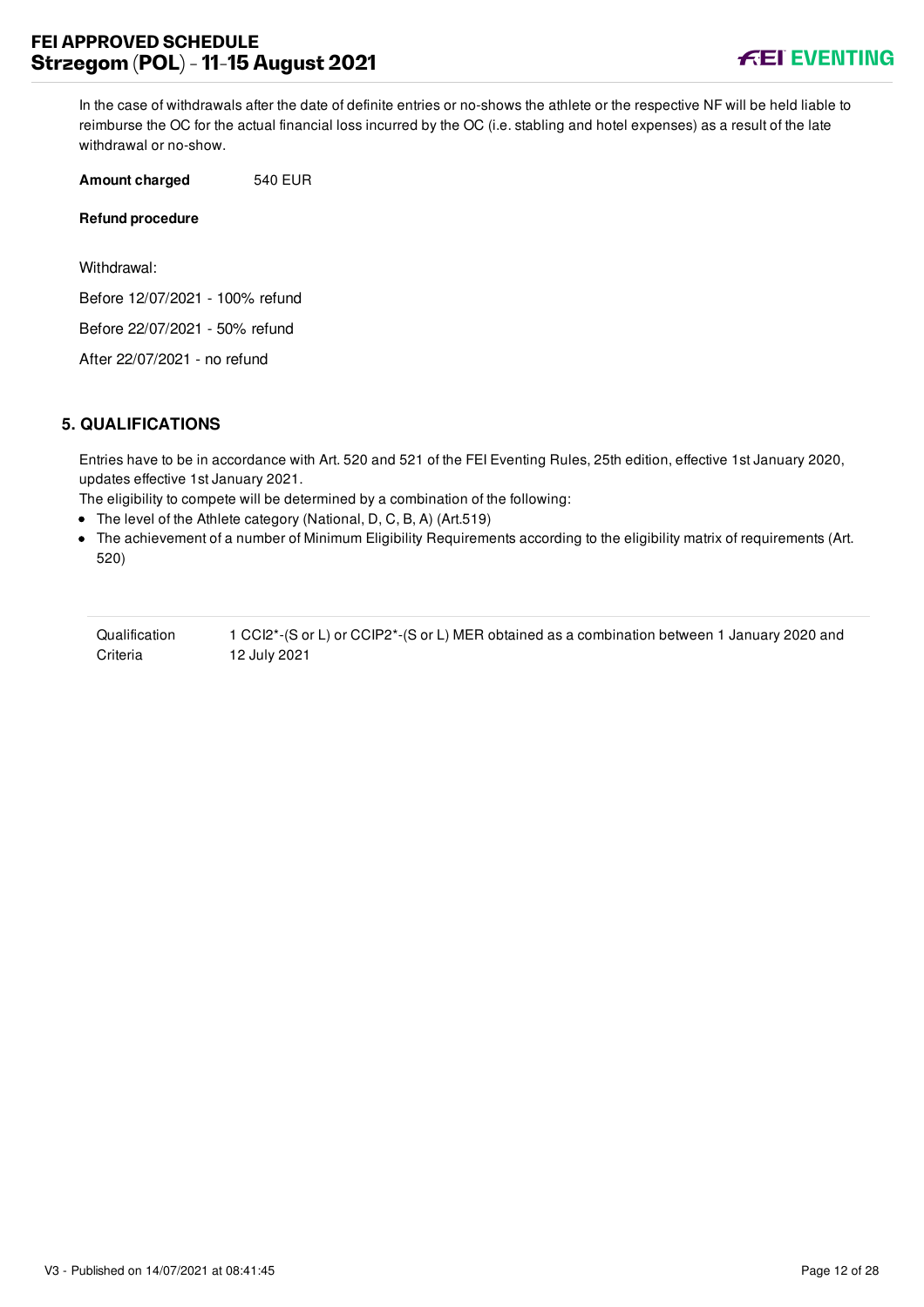In the case of withdrawals after the date of definite entries or no-shows the athlete or the respective NF will be held liable to reimburse the OC for the actual financial loss incurred by the OC (i.e. stabling and hotel expenses) as a result of the late withdrawal or no-show.

**Amount charged** 540 EUR

**Refund procedure**

Withdrawal:

Before 12/07/2021 - 100% refund

Before 22/07/2021 - 50% refund

After 22/07/2021 - no refund

## 5. QUALIFICATIONS

Entries have to be in accordance with Art. 520 and 521 of the FEI Eventing Rules, 25th edition, effective 1st January 2020, updates effective 1st January 2021.

The eligibility to compete will be determined by a combination of the following:

- The level of the Athlete category (National, D, C, B, A) (Art.519)
- The achievement of a number of Minimum Eligibility Requirements according to the eligibility matrix of requirements (Art. 520)

| Qualification Criteria | 1 CCI2*-(S or L) or CCIP2*-(S or L) MER obtained as a combination between 1 January 2020 and 12 July 2021 |
| --- | --- |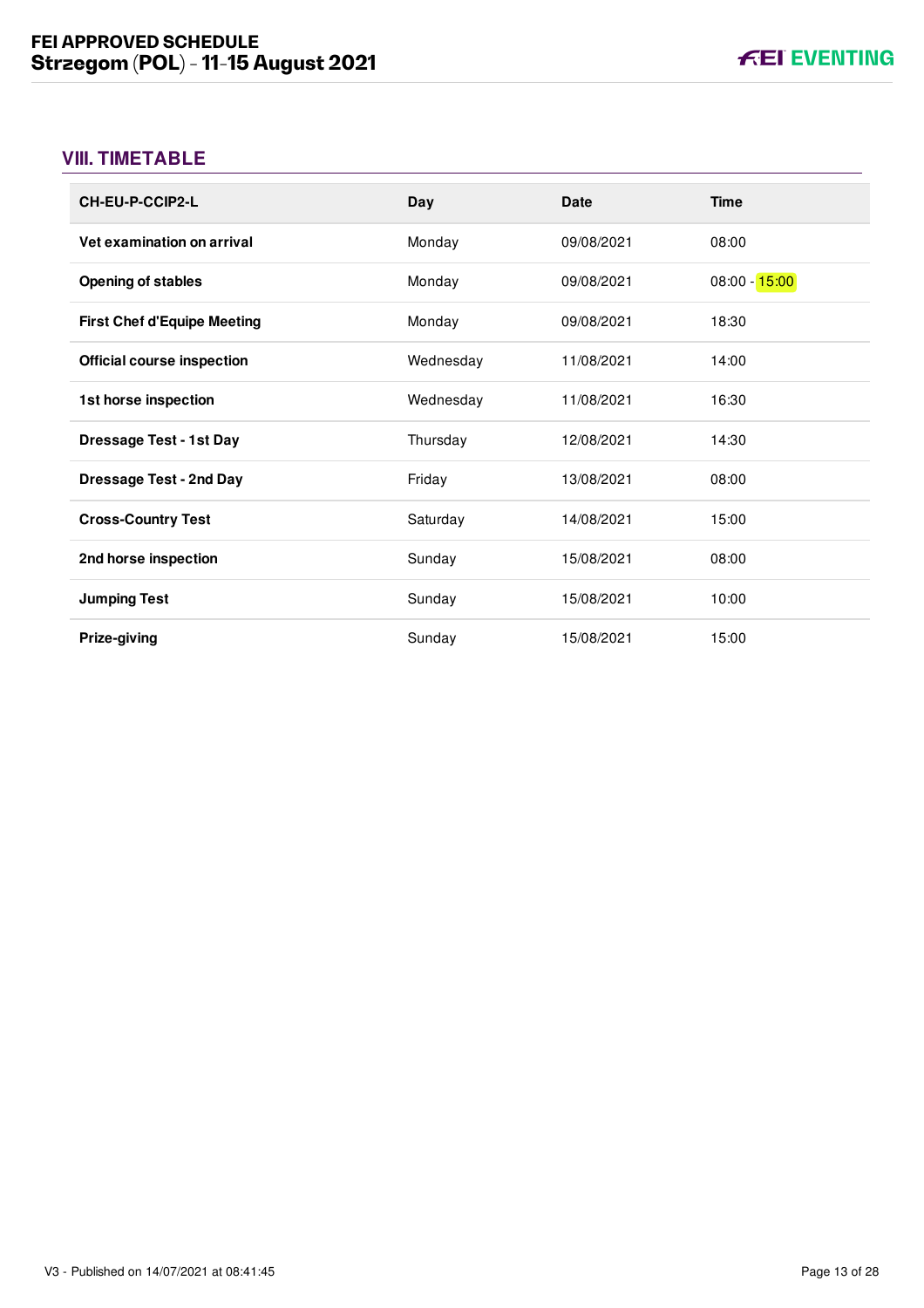## VIII. TIMETABLE

| CH-EU-P-CCIP2-L | Day | Date | Time |
|---|---|---|---|
| **Vet examination on arrival** | Monday | 09/08/2021 | 08:00 |
| **Opening of stables** | Monday | 09/08/2021 | 08:00 - 15:00 |
| **First Chef d'Equipe Meeting** | Monday | 09/08/2021 | 18:30 |
| **Official course inspection** | Wednesday | 11/08/2021 | 14:00 |
| **1st horse inspection** | Wednesday | 11/08/2021 | 16:30 |
| **Dressage Test - 1st Day** | Thursday | 12/08/2021 | 14:30 |
| **Dressage Test - 2nd Day** | Friday | 13/08/2021 | 08:00 |
| **Cross-Country Test** | Saturday | 14/08/2021 | 15:00 |
| **2nd horse inspection** | Sunday | 15/08/2021 | 08:00 |
| **Jumping Test** | Sunday | 15/08/2021 | 10:00 |
| **Prize-giving** | Sunday | 15/08/2021 | 15:00 |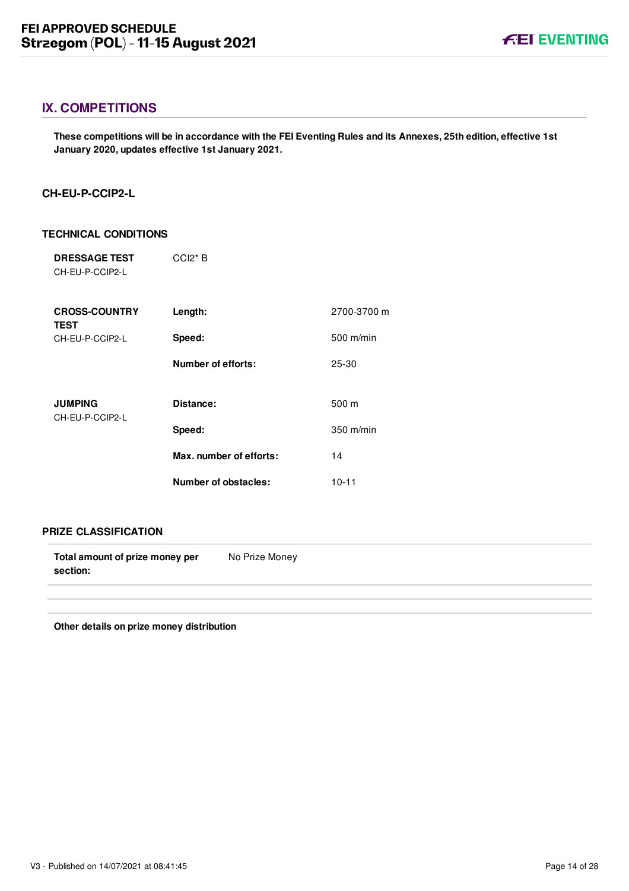## IX. COMPETITIONS

**These competitions will be in accordance with the FEI Eventing Rules and its Annexes, 25th edition, effective 1st January 2020, updates effective 1st January 2021.**

### CH-EU-P-CCIP2-L

#### TECHNICAL CONDITIONS

| | | |
|---|---|---|
| **DRESSAGE TEST**<br>CH-EU-P-CCIP2-L | CCI2* B | |
| **CROSS-COUNTRY TEST**<br>CH-EU-P-CCIP2-L | **Length:** | 2700-3700 m |
| | **Speed:** | 500 m/min |
| | **Number of efforts:** | 25-30 |
| **JUMPING**<br>CH-EU-P-CCIP2-L | **Distance:** | 500 m |
| | **Speed:** | 350 m/min |
| | **Max. number of efforts:** | 14 |
| | **Number of obstacles:** | 10-11 |

#### PRIZE CLASSIFICATION

| | |
|---|---|
| **Total amount of prize money per section:** | No Prize Money |

**Other details on prize money distribution**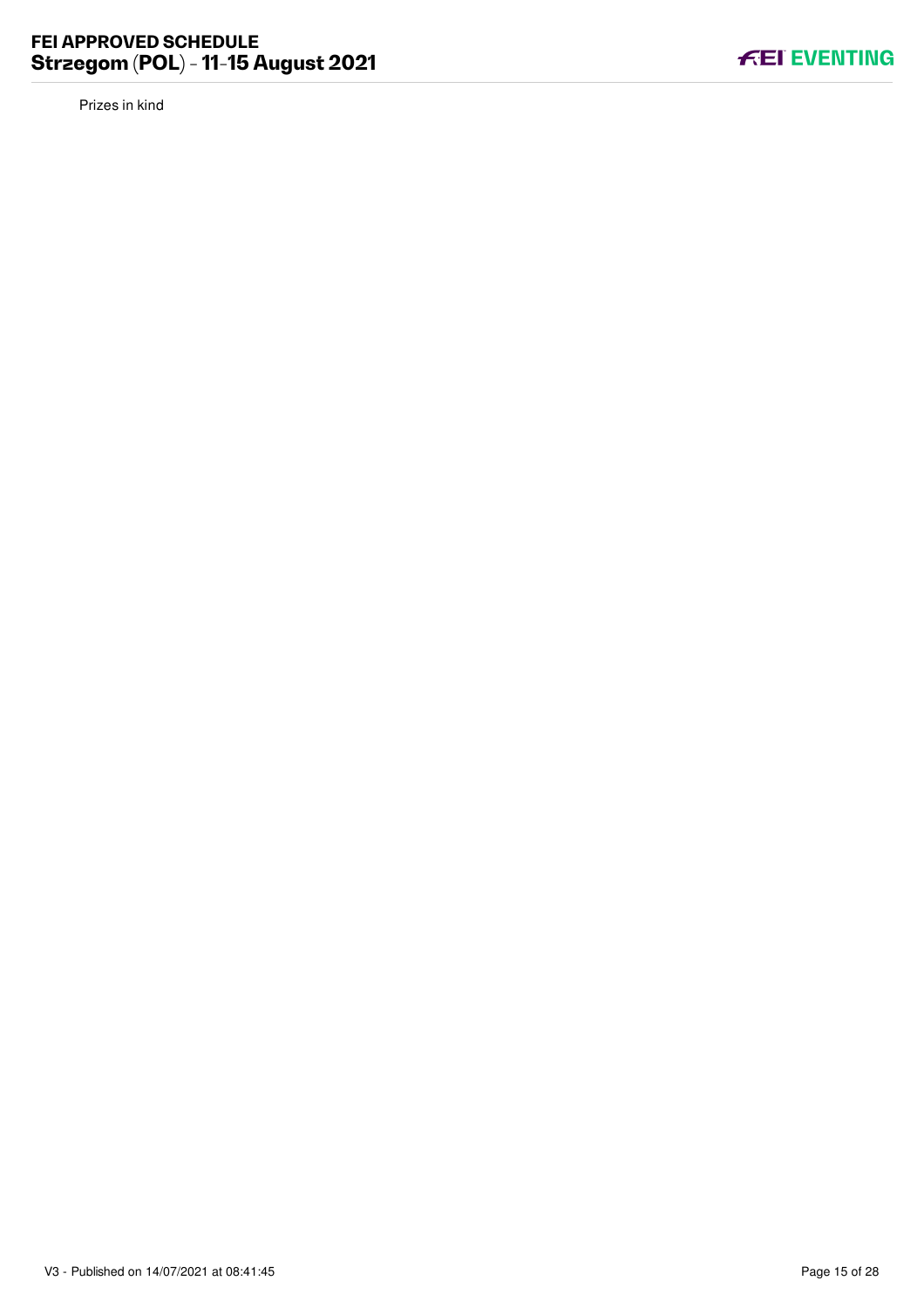Prizes in kind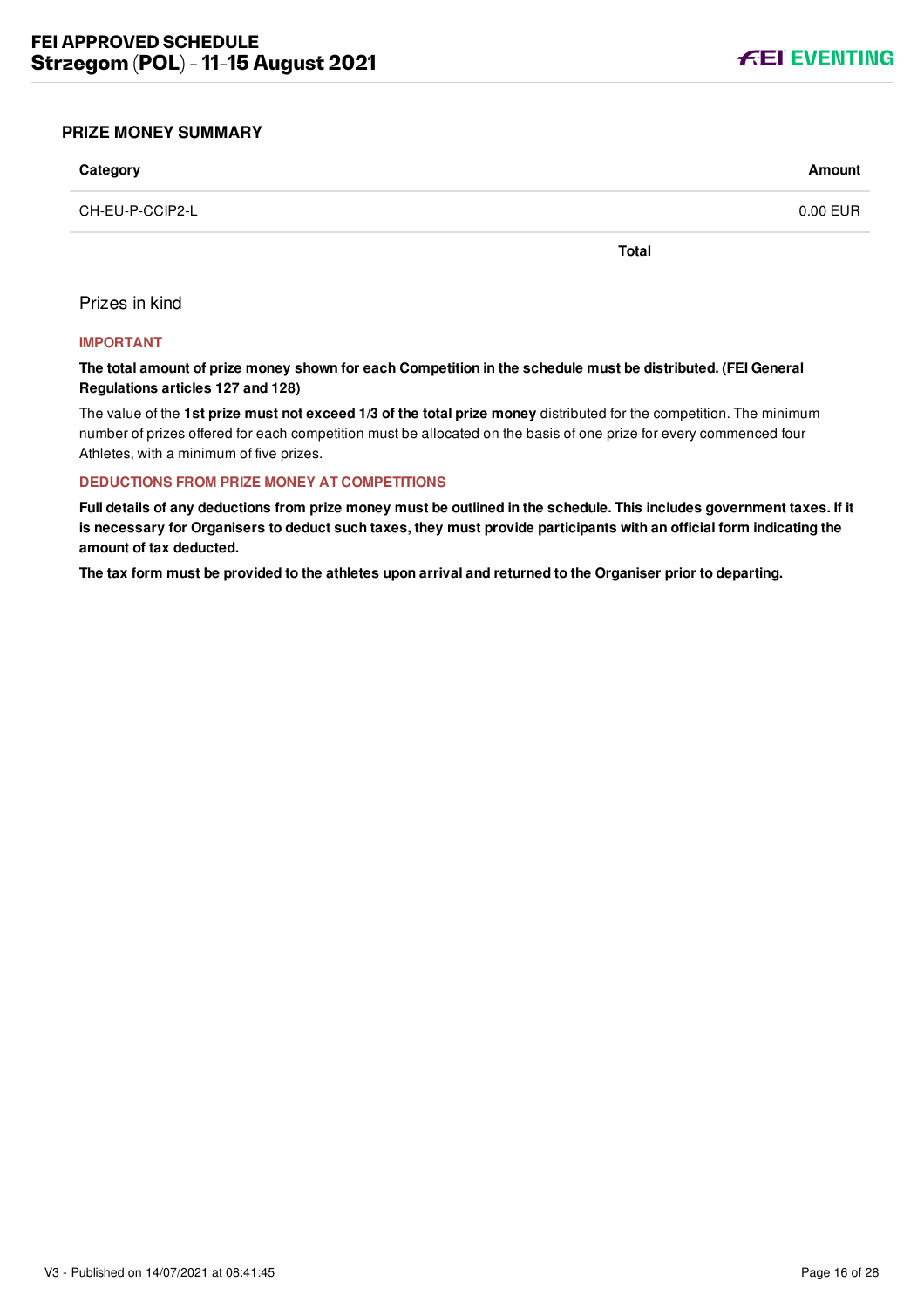## PRIZE MONEY SUMMARY

| Category | Amount |
| --- | --- |
| CH-EU-P-CCIP2-L | 0.00 EUR |
| **Total** | |

Prizes in kind

#### IMPORTANT

**The total amount of prize money shown for each Competition in the schedule must be distributed. (FEI General Regulations articles 127 and 128)**

The value of the **1st prize must not exceed 1/3 of the total prize money** distributed for the competition. The minimum number of prizes offered for each competition must be allocated on the basis of one prize for every commenced four Athletes, with a minimum of five prizes.

#### DEDUCTIONS FROM PRIZE MONEY AT COMPETITIONS

**Full details of any deductions from prize money must be outlined in the schedule. This includes government taxes. If it is necessary for Organisers to deduct such taxes, they must provide participants with an official form indicating the amount of tax deducted.**

**The tax form must be provided to the athletes upon arrival and returned to the Organiser prior to departing.**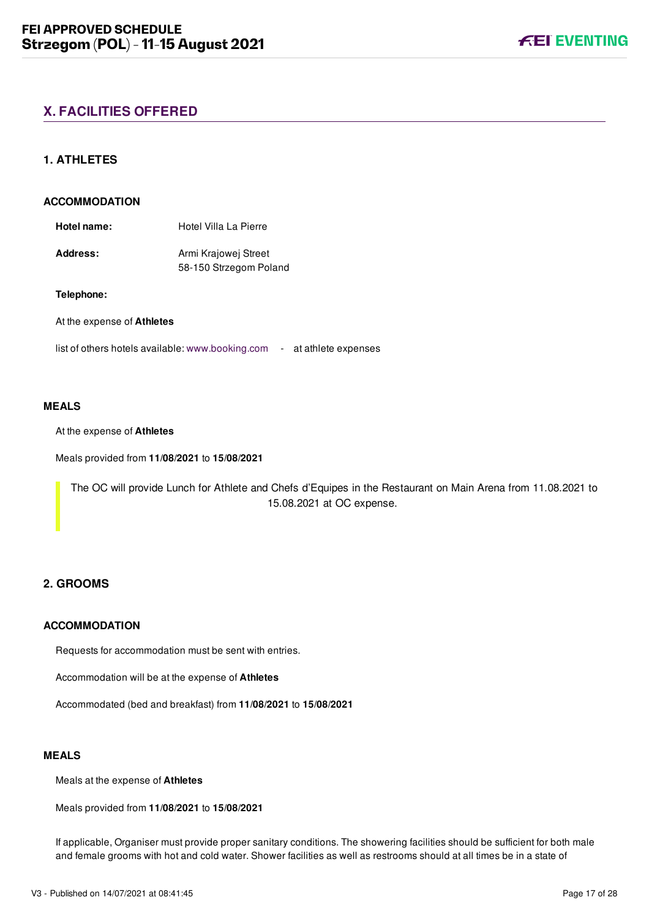## X. FACILITIES OFFERED

### 1. ATHLETES

#### ACCOMMODATION

**Hotel name:** Hotel Villa La Pierre

**Address:** Armi Krajowej Street
58-150 Strzegom Poland

**Telephone:**

At the expense of **Athletes**

list of others hotels available: www.booking.com - at athlete expenses

#### MEALS

At the expense of **Athletes**

Meals provided from **11/08/2021** to **15/08/2021**

> The OC will provide Lunch for Athlete and Chefs d'Equipes in the Restaurant on Main Arena from 11.08.2021 to 15.08.2021 at OC expense.

### 2. GROOMS

#### ACCOMMODATION

Requests for accommodation must be sent with entries.

Accommodation will be at the expense of **Athletes**

Accommodated (bed and breakfast) from **11/08/2021** to **15/08/2021**

#### MEALS

Meals at the expense of **Athletes**

Meals provided from **11/08/2021** to **15/08/2021**

If applicable, Organiser must provide proper sanitary conditions. The showering facilities should be sufficient for both male and female grooms with hot and cold water. Shower facilities as well as restrooms should at all times be in a state of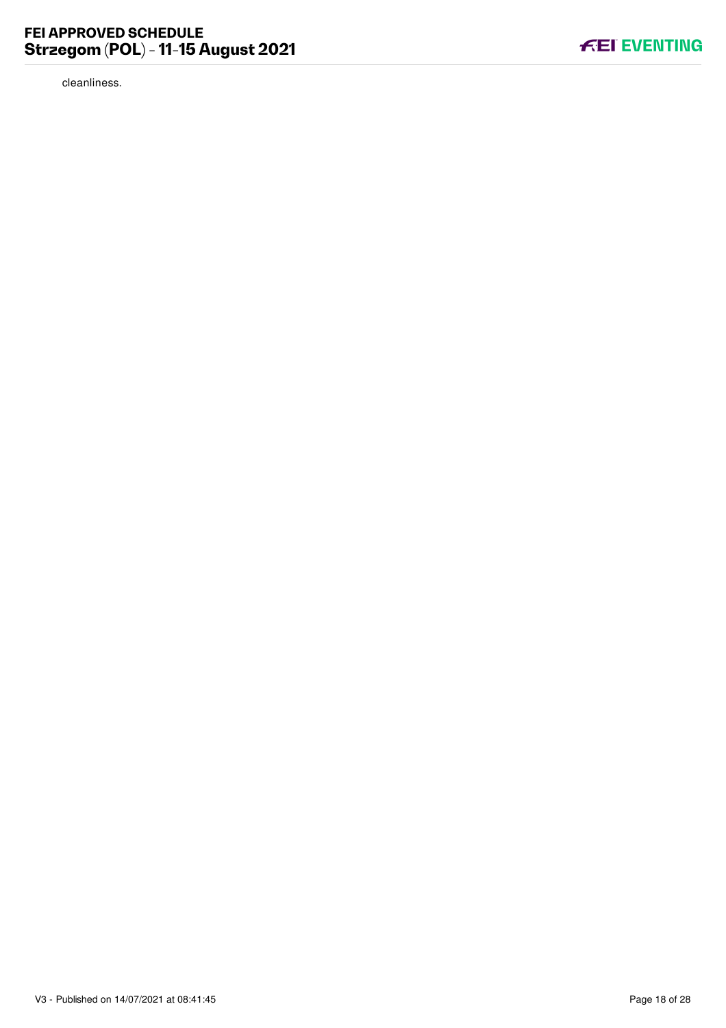cleanliness.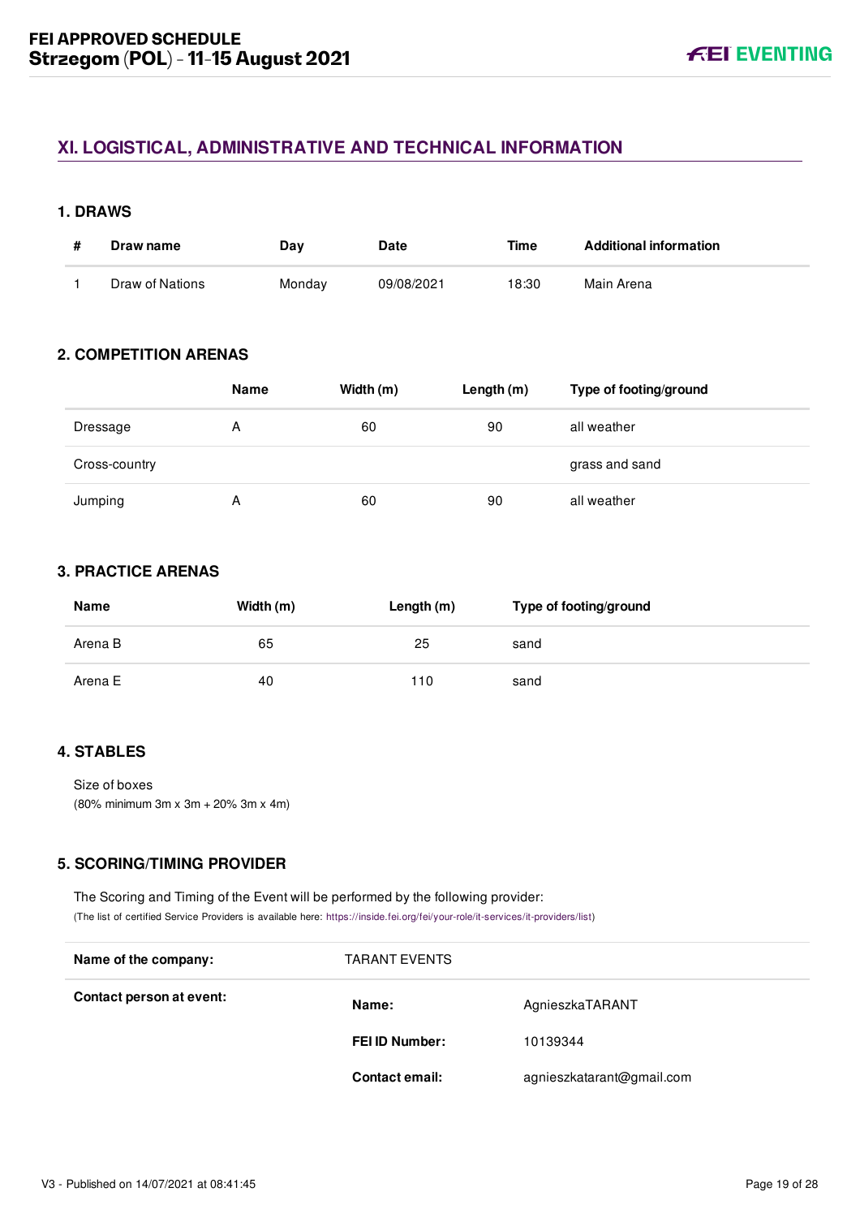## XI. LOGISTICAL, ADMINISTRATIVE AND TECHNICAL INFORMATION

### 1. DRAWS

| # | Draw name | Day | Date | Time | Additional information |
|---|---|---|---|---|---|
| 1 | Draw of Nations | Monday | 09/08/2021 | 18:30 | Main Arena |

### 2. COMPETITION ARENAS

| | Name | Width (m) | Length (m) | Type of footing/ground |
|---|---|---|---|---|
| Dressage | A | 60 | 90 | all weather |
| Cross-country | | | | grass and sand |
| Jumping | A | 60 | 90 | all weather |

### 3. PRACTICE ARENAS

| Name | Width (m) | Length (m) | Type of footing/ground |
|---|---|---|---|
| Arena B | 65 | 25 | sand |
| Arena E | 40 | 110 | sand |

### 4. STABLES

Size of boxes
(80% minimum 3m x 3m + 20% 3m x 4m)

### 5. SCORING/TIMING PROVIDER

The Scoring and Timing of the Event will be performed by the following provider:
(The list of certified Service Providers is available here: https://inside.fei.org/fei/your-role/it-services/it-providers/list)

| **Name of the company:** | TARANT EVENTS | |
|---|---|---|
| **Contact person at event:** | **Name:** | AgnieszkaTARANT |
| | **FEI ID Number:** | 10139344 |
| | **Contact email:** | agnieszkatarant@gmail.com |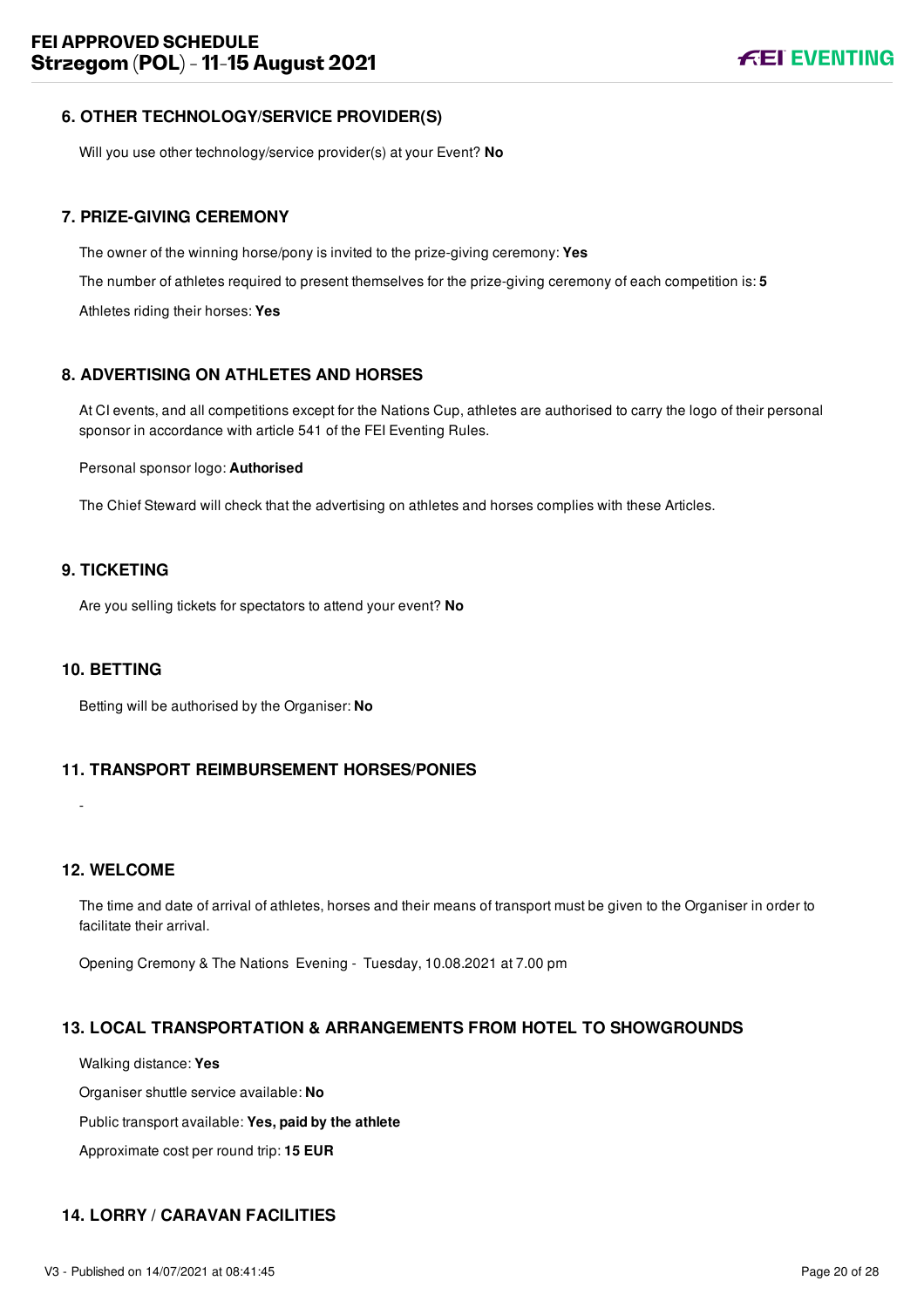## 6. OTHER TECHNOLOGY/SERVICE PROVIDER(S)

Will you use other technology/service provider(s) at your Event? **No**

## 7. PRIZE-GIVING CEREMONY

The owner of the winning horse/pony is invited to the prize-giving ceremony: **Yes**

The number of athletes required to present themselves for the prize-giving ceremony of each competition is: **5**

Athletes riding their horses: **Yes**

## 8. ADVERTISING ON ATHLETES AND HORSES

At CI events, and all competitions except for the Nations Cup, athletes are authorised to carry the logo of their personal sponsor in accordance with article 541 of the FEI Eventing Rules.

Personal sponsor logo: **Authorised**

The Chief Steward will check that the advertising on athletes and horses complies with these Articles.

## 9. TICKETING

Are you selling tickets for spectators to attend your event? **No**

## 10. BETTING

Betting will be authorised by the Organiser: **No**

## 11. TRANSPORT REIMBURSEMENT HORSES/PONIES

-

## 12. WELCOME

The time and date of arrival of athletes, horses and their means of transport must be given to the Organiser in order to facilitate their arrival.

Opening Cremony & The Nations Evening - Tuesday, 10.08.2021 at 7.00 pm

## 13. LOCAL TRANSPORTATION & ARRANGEMENTS FROM HOTEL TO SHOWGROUNDS

Walking distance: **Yes**

Organiser shuttle service available: **No**

Public transport available: **Yes, paid by the athlete**

Approximate cost per round trip: **15 EUR**

## 14. LORRY / CARAVAN FACILITIES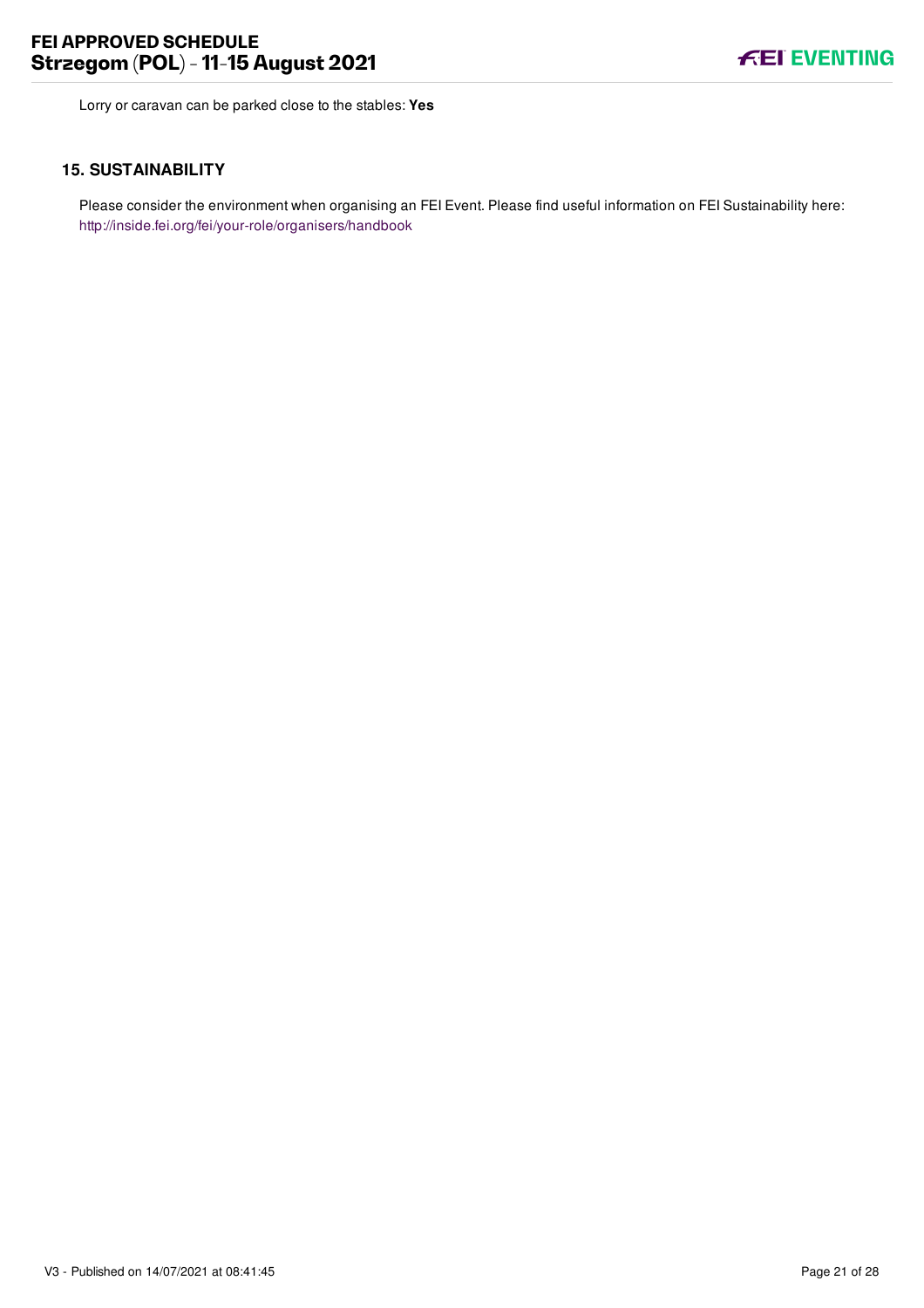Lorry or caravan can be parked close to the stables: **Yes**

## 15. SUSTAINABILITY

Please consider the environment when organising an FEI Event. Please find useful information on FEI Sustainability here: http://inside.fei.org/fei/your-role/organisers/handbook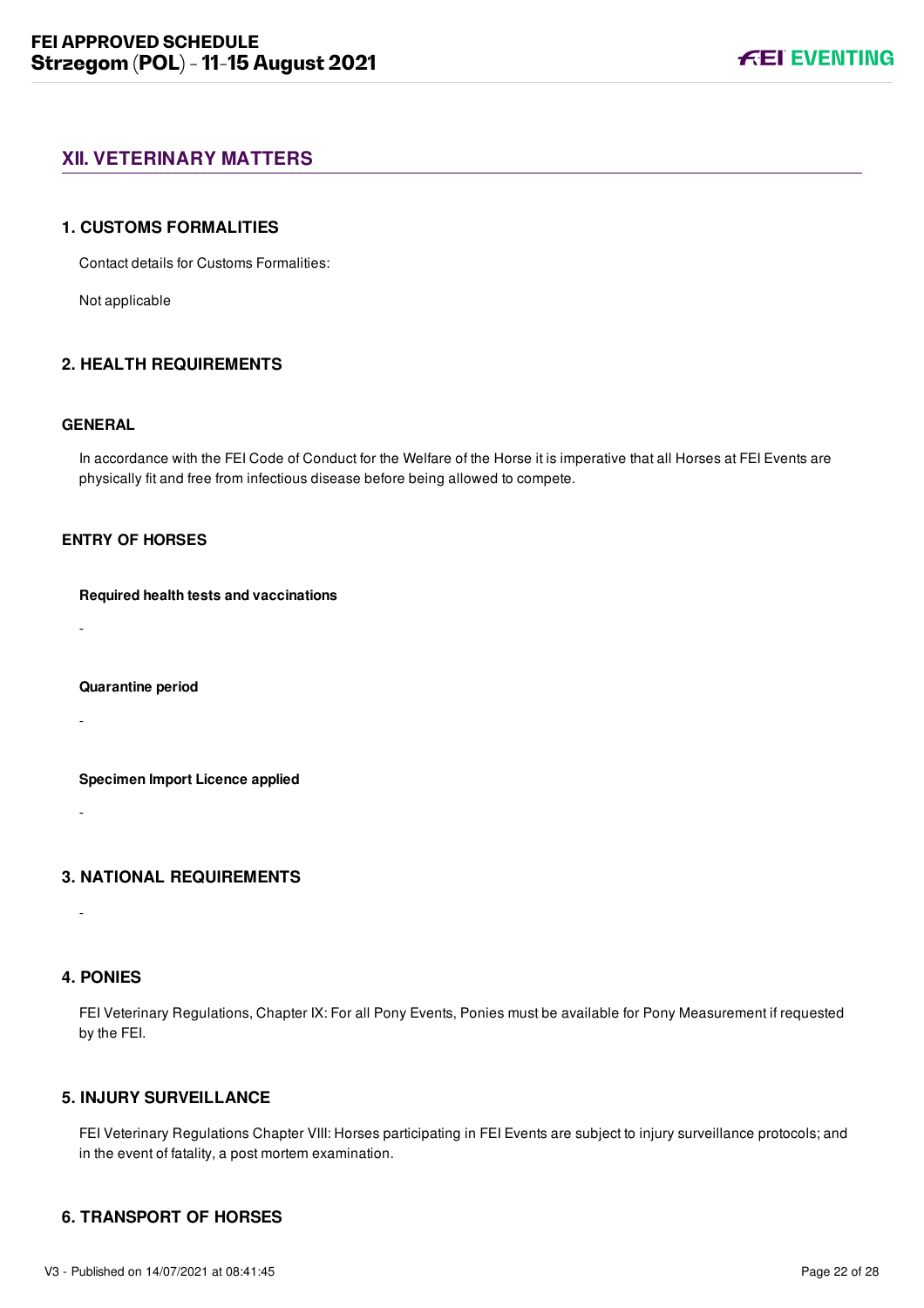## XII. VETERINARY MATTERS

### 1. CUSTOMS FORMALITIES

Contact details for Customs Formalities:

Not applicable

### 2. HEALTH REQUIREMENTS

#### GENERAL

In accordance with the FEI Code of Conduct for the Welfare of the Horse it is imperative that all Horses at FEI Events are physically fit and free from infectious disease before being allowed to compete.

#### ENTRY OF HORSES

**Required health tests and vaccinations**

-

**Quarantine period**

-

**Specimen Import Licence applied**

-

### 3. NATIONAL REQUIREMENTS

-

### 4. PONIES

FEI Veterinary Regulations, Chapter IX: For all Pony Events, Ponies must be available for Pony Measurement if requested by the FEI.

### 5. INJURY SURVEILLANCE

FEI Veterinary Regulations Chapter VIII: Horses participating in FEI Events are subject to injury surveillance protocols; and in the event of fatality, a post mortem examination.

### 6. TRANSPORT OF HORSES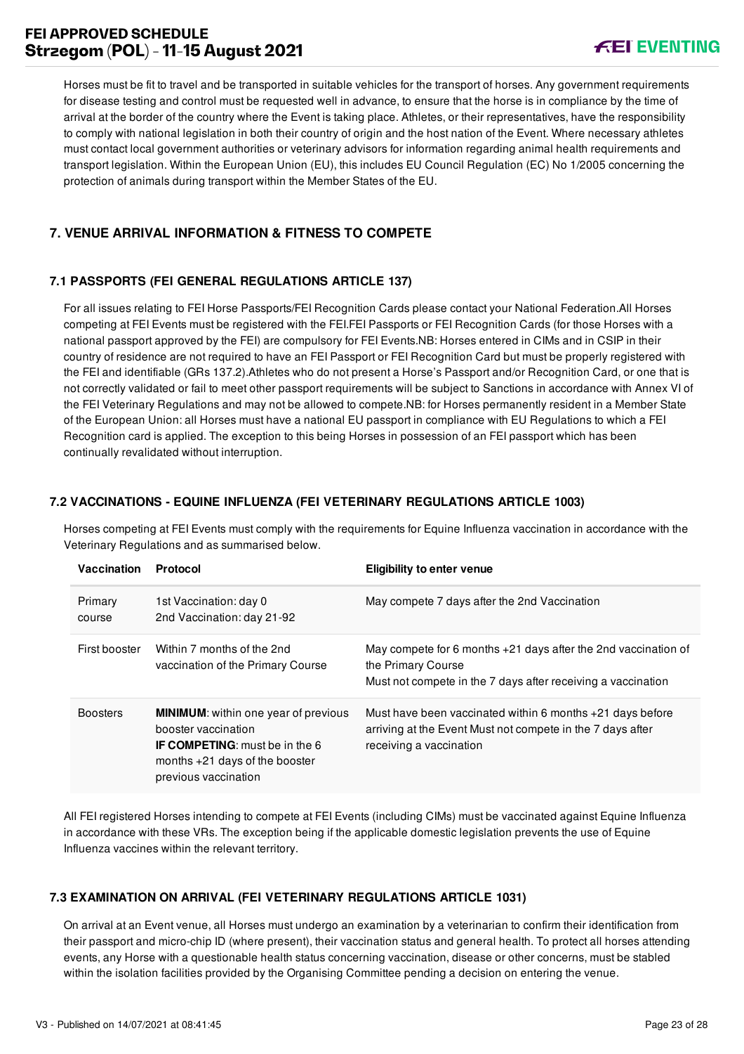Horses must be fit to travel and be transported in suitable vehicles for the transport of horses. Any government requirements for disease testing and control must be requested well in advance, to ensure that the horse is in compliance by the time of arrival at the border of the country where the Event is taking place. Athletes, or their representatives, have the responsibility to comply with national legislation in both their country of origin and the host nation of the Event. Where necessary athletes must contact local government authorities or veterinary advisors for information regarding animal health requirements and transport legislation. Within the European Union (EU), this includes EU Council Regulation (EC) No 1/2005 concerning the protection of animals during transport within the Member States of the EU.

## 7. VENUE ARRIVAL INFORMATION & FITNESS TO COMPETE

### 7.1 PASSPORTS (FEI GENERAL REGULATIONS ARTICLE 137)

For all issues relating to FEI Horse Passports/FEI Recognition Cards please contact your National Federation.All Horses competing at FEI Events must be registered with the FEI.FEI Passports or FEI Recognition Cards (for those Horses with a national passport approved by the FEI) are compulsory for FEI Events.NB: Horses entered in CIMs and in CSIP in their country of residence are not required to have an FEI Passport or FEI Recognition Card but must be properly registered with the FEI and identifiable (GRs 137.2).Athletes who do not present a Horse's Passport and/or Recognition Card, or one that is not correctly validated or fail to meet other passport requirements will be subject to Sanctions in accordance with Annex VI of the FEI Veterinary Regulations and may not be allowed to compete.NB: for Horses permanently resident in a Member State of the European Union: all Horses must have a national EU passport in compliance with EU Regulations to which a FEI Recognition card is applied. The exception to this being Horses in possession of an FEI passport which has been continually revalidated without interruption.

### 7.2 VACCINATIONS - EQUINE INFLUENZA (FEI VETERINARY REGULATIONS ARTICLE 1003)

Horses competing at FEI Events must comply with the requirements for Equine Influenza vaccination in accordance with the Veterinary Regulations and as summarised below.

| Vaccination | Protocol | Eligibility to enter venue |
|---|---|---|
| Primary course | 1st Vaccination: day 0<br>2nd Vaccination: day 21-92 | May compete 7 days after the 2nd Vaccination |
| First booster | Within 7 months of the 2nd vaccination of the Primary Course | May compete for 6 months +21 days after the 2nd vaccination of the Primary Course<br>Must not compete in the 7 days after receiving a vaccination |
| Boosters | **MINIMUM**: within one year of previous booster vaccination<br>**IF COMPETING**: must be in the 6 months +21 days of the booster previous vaccination | Must have been vaccinated within 6 months +21 days before arriving at the Event Must not compete in the 7 days after receiving a vaccination |

All FEI registered Horses intending to compete at FEI Events (including CIMs) must be vaccinated against Equine Influenza in accordance with these VRs. The exception being if the applicable domestic legislation prevents the use of Equine Influenza vaccines within the relevant territory.

### 7.3 EXAMINATION ON ARRIVAL (FEI VETERINARY REGULATIONS ARTICLE 1031)

On arrival at an Event venue, all Horses must undergo an examination by a veterinarian to confirm their identification from their passport and micro-chip ID (where present), their vaccination status and general health. To protect all horses attending events, any Horse with a questionable health status concerning vaccination, disease or other concerns, must be stabled within the isolation facilities provided by the Organising Committee pending a decision on entering the venue.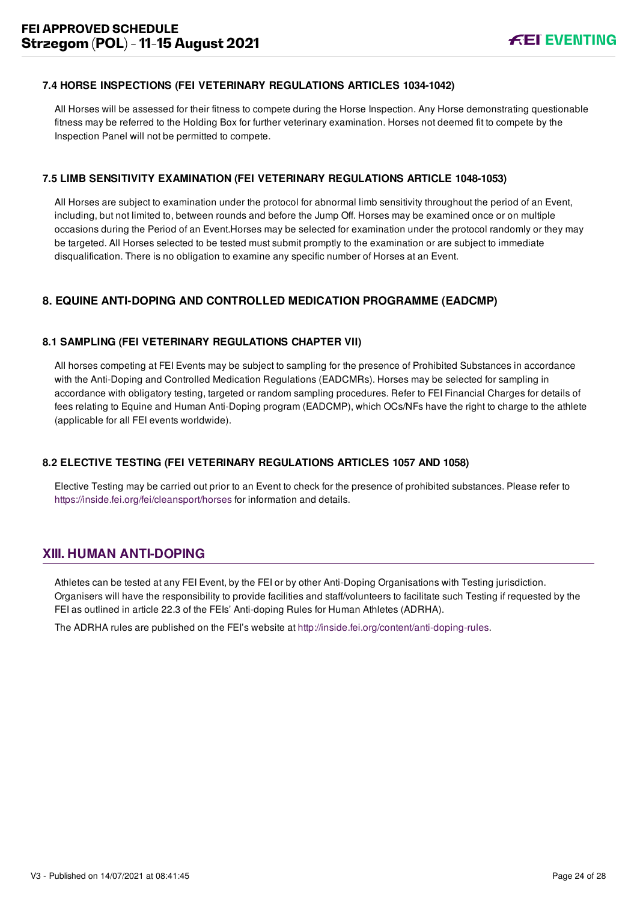### 7.4 HORSE INSPECTIONS (FEI VETERINARY REGULATIONS ARTICLES 1034-1042)

All Horses will be assessed for their fitness to compete during the Horse Inspection. Any Horse demonstrating questionable fitness may be referred to the Holding Box for further veterinary examination. Horses not deemed fit to compete by the Inspection Panel will not be permitted to compete.

### 7.5 LIMB SENSITIVITY EXAMINATION (FEI VETERINARY REGULATIONS ARTICLE 1048-1053)

All Horses are subject to examination under the protocol for abnormal limb sensitivity throughout the period of an Event, including, but not limited to, between rounds and before the Jump Off. Horses may be examined once or on multiple occasions during the Period of an Event.Horses may be selected for examination under the protocol randomly or they may be targeted. All Horses selected to be tested must submit promptly to the examination or are subject to immediate disqualification. There is no obligation to examine any specific number of Horses at an Event.

## 8. EQUINE ANTI-DOPING AND CONTROLLED MEDICATION PROGRAMME (EADCMP)

### 8.1 SAMPLING (FEI VETERINARY REGULATIONS CHAPTER VII)

All horses competing at FEI Events may be subject to sampling for the presence of Prohibited Substances in accordance with the Anti-Doping and Controlled Medication Regulations (EADCMRs). Horses may be selected for sampling in accordance with obligatory testing, targeted or random sampling procedures. Refer to FEI Financial Charges for details of fees relating to Equine and Human Anti-Doping program (EADCMP), which OCs/NFs have the right to charge to the athlete (applicable for all FEI events worldwide).

### 8.2 ELECTIVE TESTING (FEI VETERINARY REGULATIONS ARTICLES 1057 AND 1058)

Elective Testing may be carried out prior to an Event to check for the presence of prohibited substances. Please refer to https://inside.fei.org/fei/cleansport/horses for information and details.

## XIII. HUMAN ANTI-DOPING

Athletes can be tested at any FEI Event, by the FEI or by other Anti-Doping Organisations with Testing jurisdiction. Organisers will have the responsibility to provide facilities and staff/volunteers to facilitate such Testing if requested by the FEI as outlined in article 22.3 of the FEIs' Anti-doping Rules for Human Athletes (ADRHA).

The ADRHA rules are published on the FEI's website at http://inside.fei.org/content/anti-doping-rules.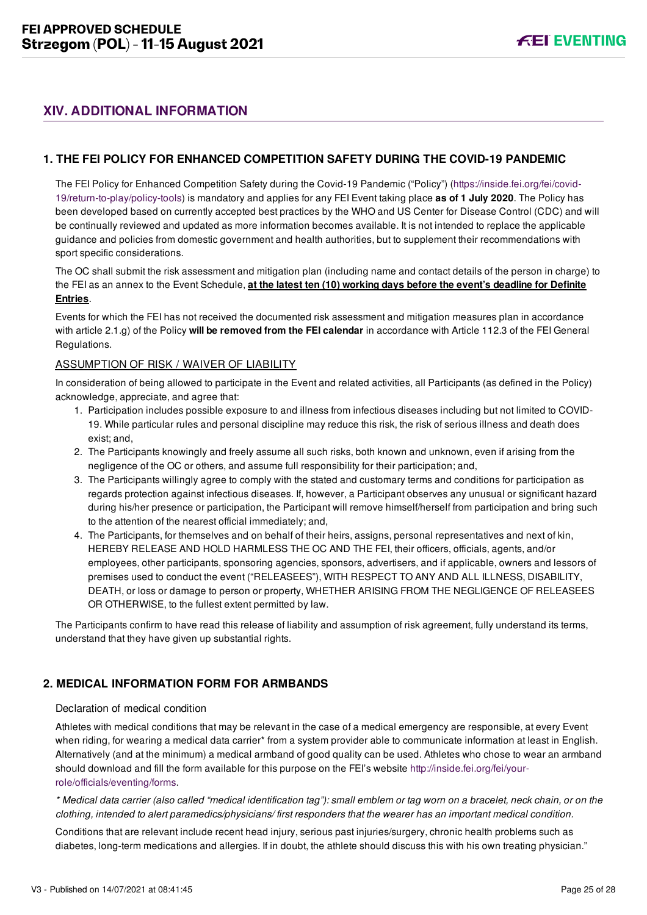## XIV. ADDITIONAL INFORMATION

### 1. THE FEI POLICY FOR ENHANCED COMPETITION SAFETY DURING THE COVID-19 PANDEMIC

The FEI Policy for Enhanced Competition Safety during the Covid-19 Pandemic ("Policy") (https://inside.fei.org/fei/covid-19/return-to-play/policy-tools) is mandatory and applies for any FEI Event taking place **as of 1 July 2020**. The Policy has been developed based on currently accepted best practices by the WHO and US Center for Disease Control (CDC) and will be continually reviewed and updated as more information becomes available. It is not intended to replace the applicable guidance and policies from domestic government and health authorities, but to supplement their recommendations with sport specific considerations.

The OC shall submit the risk assessment and mitigation plan (including name and contact details of the person in charge) to the FEI as an annex to the Event Schedule, **at the latest ten (10) working days before the event's deadline for Definite Entries**.

Events for which the FEI has not received the documented risk assessment and mitigation measures plan in accordance with article 2.1.g) of the Policy **will be removed from the FEI calendar** in accordance with Article 112.3 of the FEI General Regulations.

ASSUMPTION OF RISK / WAIVER OF LIABILITY

In consideration of being allowed to participate in the Event and related activities, all Participants (as defined in the Policy) acknowledge, appreciate, and agree that:

1. Participation includes possible exposure to and illness from infectious diseases including but not limited to COVID-19. While particular rules and personal discipline may reduce this risk, the risk of serious illness and death does exist; and,
2. The Participants knowingly and freely assume all such risks, both known and unknown, even if arising from the negligence of the OC or others, and assume full responsibility for their participation; and,
3. The Participants willingly agree to comply with the stated and customary terms and conditions for participation as regards protection against infectious diseases. If, however, a Participant observes any unusual or significant hazard during his/her presence or participation, the Participant will remove himself/herself from participation and bring such to the attention of the nearest official immediately; and,
4. The Participants, for themselves and on behalf of their heirs, assigns, personal representatives and next of kin, HEREBY RELEASE AND HOLD HARMLESS THE OC AND THE FEI, their officers, officials, agents, and/or employees, other participants, sponsoring agencies, sponsors, advertisers, and if applicable, owners and lessors of premises used to conduct the event ("RELEASEES"), WITH RESPECT TO ANY AND ALL ILLNESS, DISABILITY, DEATH, or loss or damage to person or property, WHETHER ARISING FROM THE NEGLIGENCE OF RELEASEES OR OTHERWISE, to the fullest extent permitted by law.

The Participants confirm to have read this release of liability and assumption of risk agreement, fully understand its terms, understand that they have given up substantial rights.

### 2. MEDICAL INFORMATION FORM FOR ARMBANDS

Declaration of medical condition

Athletes with medical conditions that may be relevant in the case of a medical emergency are responsible, at every Event when riding, for wearing a medical data carrier* from a system provider able to communicate information at least in English. Alternatively (and at the minimum) a medical armband of good quality can be used. Athletes who chose to wear an armband should download and fill the form available for this purpose on the FEI's website http://inside.fei.org/fei/your-role/officials/eventing/forms.

*\* Medical data carrier (also called "medical identification tag"): small emblem or tag worn on a bracelet, neck chain, or on the clothing, intended to alert paramedics/physicians/ first responders that the wearer has an important medical condition.*

Conditions that are relevant include recent head injury, serious past injuries/surgery, chronic health problems such as diabetes, long-term medications and allergies. If in doubt, the athlete should discuss this with his own treating physician."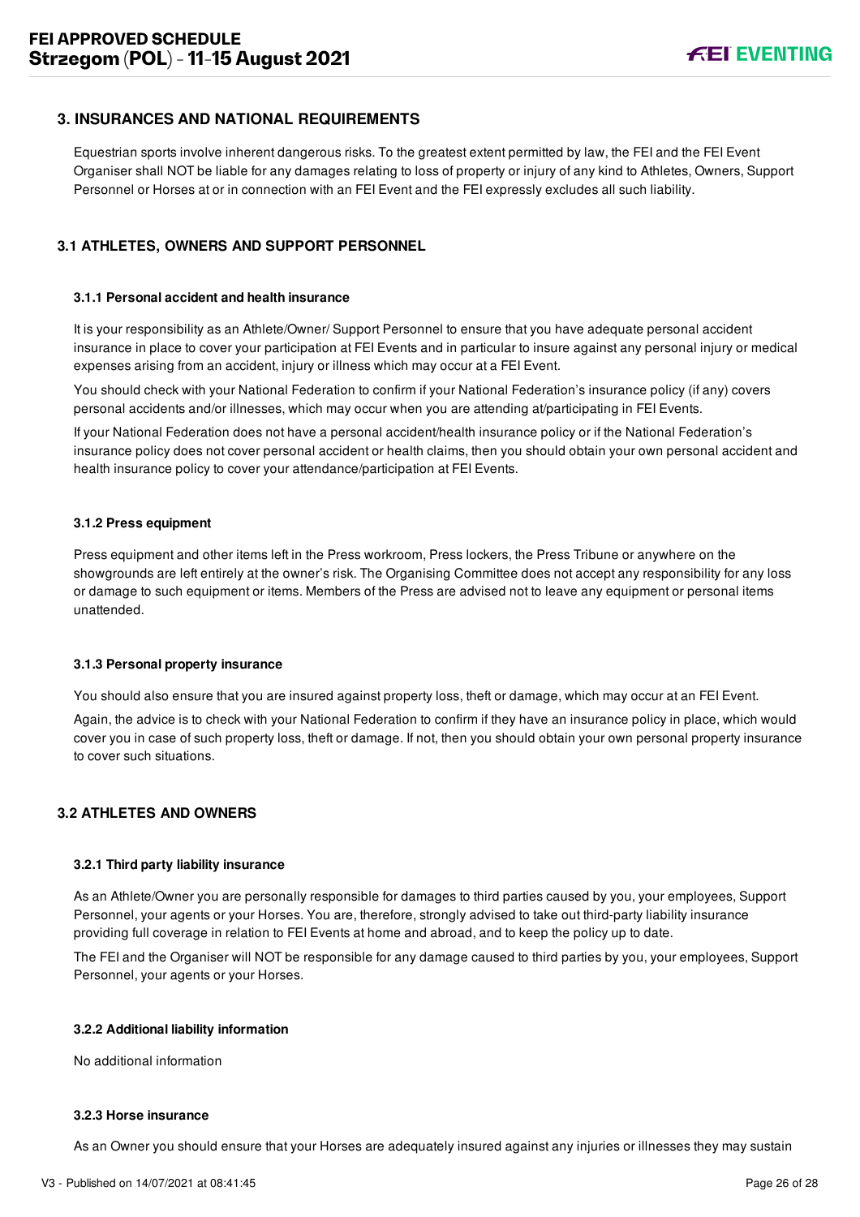## 3. INSURANCES AND NATIONAL REQUIREMENTS

Equestrian sports involve inherent dangerous risks. To the greatest extent permitted by law, the FEI and the FEI Event Organiser shall NOT be liable for any damages relating to loss of property or injury of any kind to Athletes, Owners, Support Personnel or Horses at or in connection with an FEI Event and the FEI expressly excludes all such liability.

### 3.1 ATHLETES, OWNERS AND SUPPORT PERSONNEL

#### 3.1.1 Personal accident and health insurance

It is your responsibility as an Athlete/Owner/ Support Personnel to ensure that you have adequate personal accident insurance in place to cover your participation at FEI Events and in particular to insure against any personal injury or medical expenses arising from an accident, injury or illness which may occur at a FEI Event.

You should check with your National Federation to confirm if your National Federation's insurance policy (if any) covers personal accidents and/or illnesses, which may occur when you are attending at/participating in FEI Events.

If your National Federation does not have a personal accident/health insurance policy or if the National Federation's insurance policy does not cover personal accident or health claims, then you should obtain your own personal accident and health insurance policy to cover your attendance/participation at FEI Events.

#### 3.1.2 Press equipment

Press equipment and other items left in the Press workroom, Press lockers, the Press Tribune or anywhere on the showgrounds are left entirely at the owner's risk. The Organising Committee does not accept any responsibility for any loss or damage to such equipment or items. Members of the Press are advised not to leave any equipment or personal items unattended.

#### 3.1.3 Personal property insurance

You should also ensure that you are insured against property loss, theft or damage, which may occur at an FEI Event.

Again, the advice is to check with your National Federation to confirm if they have an insurance policy in place, which would cover you in case of such property loss, theft or damage. If not, then you should obtain your own personal property insurance to cover such situations.

### 3.2 ATHLETES AND OWNERS

#### 3.2.1 Third party liability insurance

As an Athlete/Owner you are personally responsible for damages to third parties caused by you, your employees, Support Personnel, your agents or your Horses. You are, therefore, strongly advised to take out third-party liability insurance providing full coverage in relation to FEI Events at home and abroad, and to keep the policy up to date.

The FEI and the Organiser will NOT be responsible for any damage caused to third parties by you, your employees, Support Personnel, your agents or your Horses.

#### 3.2.2 Additional liability information

No additional information

#### 3.2.3 Horse insurance

As an Owner you should ensure that your Horses are adequately insured against any injuries or illnesses they may sustain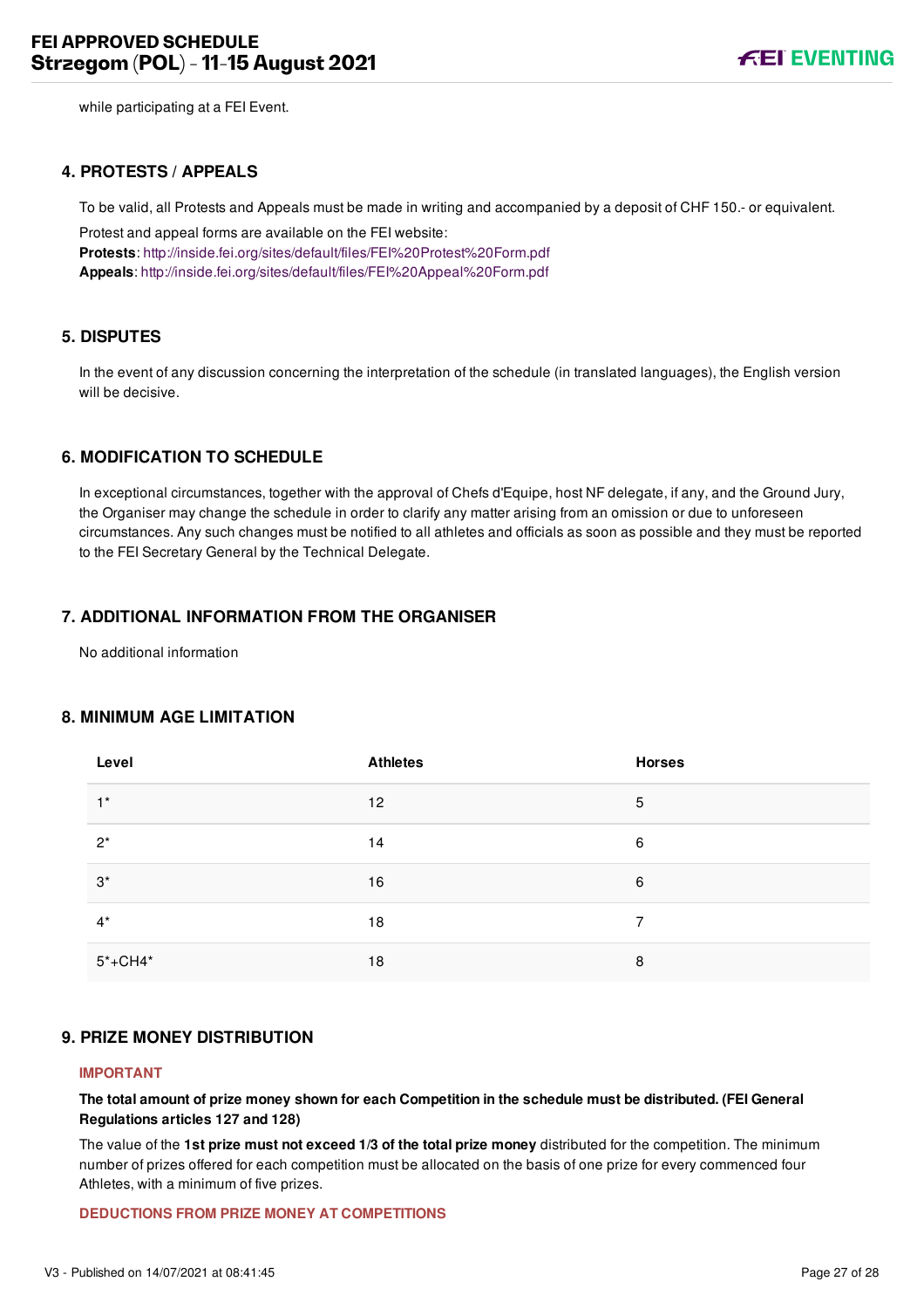while participating at a FEI Event.

## 4. PROTESTS / APPEALS

To be valid, all Protests and Appeals must be made in writing and accompanied by a deposit of CHF 150.- or equivalent.

Protest and appeal forms are available on the FEI website:
**Protests**: http://inside.fei.org/sites/default/files/FEI%20Protest%20Form.pdf
**Appeals**: http://inside.fei.org/sites/default/files/FEI%20Appeal%20Form.pdf

## 5. DISPUTES

In the event of any discussion concerning the interpretation of the schedule (in translated languages), the English version will be decisive.

## 6. MODIFICATION TO SCHEDULE

In exceptional circumstances, together with the approval of Chefs d'Equipe, host NF delegate, if any, and the Ground Jury, the Organiser may change the schedule in order to clarify any matter arising from an omission or due to unforeseen circumstances. Any such changes must be notified to all athletes and officials as soon as possible and they must be reported to the FEI Secretary General by the Technical Delegate.

## 7. ADDITIONAL INFORMATION FROM THE ORGANISER

No additional information

## 8. MINIMUM AGE LIMITATION

| Level | Athletes | Horses |
|---|---|---|
| 1* | 12 | 5 |
| 2* | 14 | 6 |
| 3* | 16 | 6 |
| 4* | 18 | 7 |
| 5*+CH4* | 18 | 8 |

## 9. PRIZE MONEY DISTRIBUTION

**IMPORTANT**

**The total amount of prize money shown for each Competition in the schedule must be distributed. (FEI General Regulations articles 127 and 128)**

The value of the **1st prize must not exceed 1/3 of the total prize money** distributed for the competition. The minimum number of prizes offered for each competition must be allocated on the basis of one prize for every commenced four Athletes, with a minimum of five prizes.

**DEDUCTIONS FROM PRIZE MONEY AT COMPETITIONS**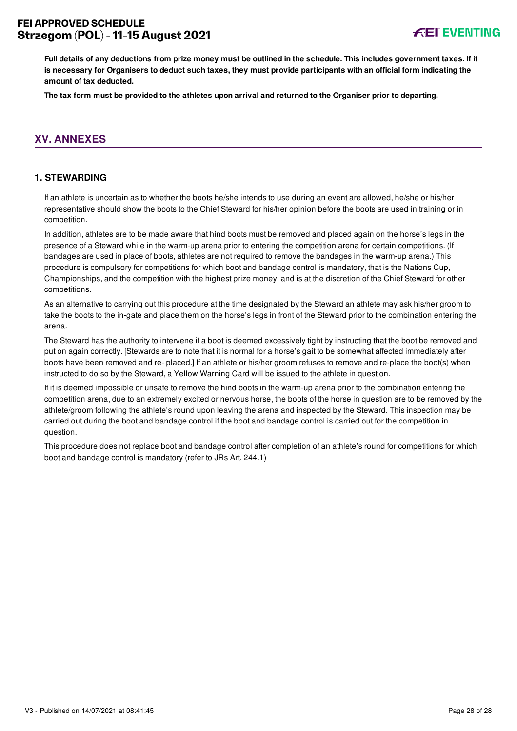**Full details of any deductions from prize money must be outlined in the schedule. This includes government taxes. If it is necessary for Organisers to deduct such taxes, they must provide participants with an official form indicating the amount of tax deducted.**

**The tax form must be provided to the athletes upon arrival and returned to the Organiser prior to departing.**

## XV. ANNEXES

### 1. STEWARDING

If an athlete is uncertain as to whether the boots he/she intends to use during an event are allowed, he/she or his/her representative should show the boots to the Chief Steward for his/her opinion before the boots are used in training or in competition.

In addition, athletes are to be made aware that hind boots must be removed and placed again on the horse's legs in the presence of a Steward while in the warm-up arena prior to entering the competition arena for certain competitions. (If bandages are used in place of boots, athletes are not required to remove the bandages in the warm-up arena.) This procedure is compulsory for competitions for which boot and bandage control is mandatory, that is the Nations Cup, Championships, and the competition with the highest prize money, and is at the discretion of the Chief Steward for other competitions.

As an alternative to carrying out this procedure at the time designated by the Steward an athlete may ask his/her groom to take the boots to the in-gate and place them on the horse's legs in front of the Steward prior to the combination entering the arena.

The Steward has the authority to intervene if a boot is deemed excessively tight by instructing that the boot be removed and put on again correctly. [Stewards are to note that it is normal for a horse's gait to be somewhat affected immediately after boots have been removed and re- placed.] If an athlete or his/her groom refuses to remove and re-place the boot(s) when instructed to do so by the Steward, a Yellow Warning Card will be issued to the athlete in question.

If it is deemed impossible or unsafe to remove the hind boots in the warm-up arena prior to the combination entering the competition arena, due to an extremely excited or nervous horse, the boots of the horse in question are to be removed by the athlete/groom following the athlete's round upon leaving the arena and inspected by the Steward. This inspection may be carried out during the boot and bandage control if the boot and bandage control is carried out for the competition in question.

This procedure does not replace boot and bandage control after completion of an athlete's round for competitions for which boot and bandage control is mandatory (refer to JRs Art. 244.1)